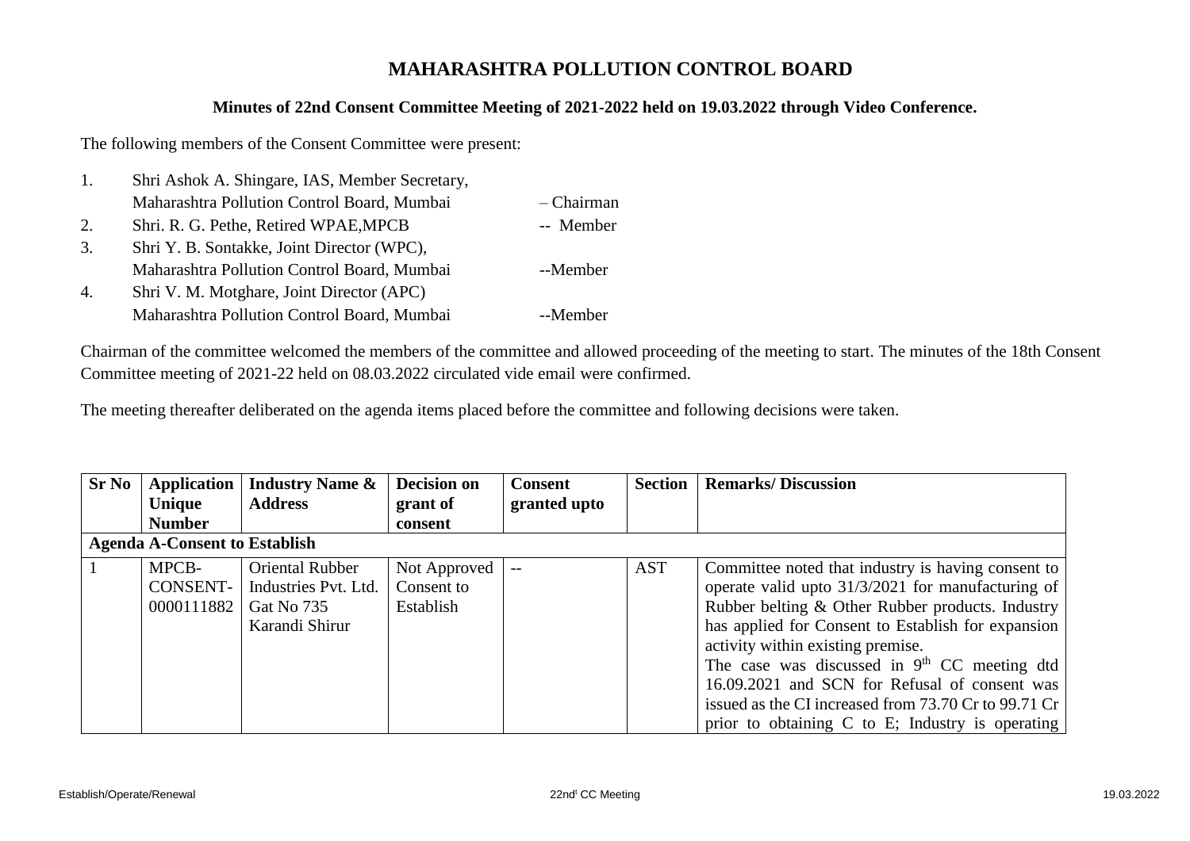# MAHARASHTRA POLLUTION CONTROL BOARD

**Minutes of 22nd Consent Committee Meeting of 2021-2022 held on 19.03.2022 through Video Conference.**

The following members of the Consent Committee were present:

1. Shri Ashok A. Shingare, IAS, Member Secretary, Maharashtra Pollution Control Board, Mumbai – Chairman
2. Shri. R. G. Pethe, Retired WPAE,MPCB -- Member
3. Shri Y. B. Sontakke, Joint Director (WPC), Maharashtra Pollution Control Board, Mumbai --Member
4. Shri V. M. Motghare, Joint Director (APC) Maharashtra Pollution Control Board, Mumbai --Member

Chairman of the committee welcomed the members of the committee and allowed proceeding of the meeting to start. The minutes of the 18th Consent Committee meeting of 2021-22 held on 08.03.2022 circulated vide email were confirmed.

The meeting thereafter deliberated on the agenda items placed before the committee and following decisions were taken.

| Sr No | Application Unique Number | Industry Name & Address | Decision on grant of consent | Consent granted upto | Section | Remarks/ Discussion |
|---|---|---|---|---|---|---|
| **Agenda A-Consent to Establish** | | | | | | |
| 1 | MPCB-CONSENT-0000111882 | Oriental Rubber Industries Pvt. Ltd. Gat No 735 Karandi Shirur | Not Approved Consent to Establish | -- | AST | Committee noted that industry is having consent to operate valid upto 31/3/2021 for manufacturing of Rubber belting & Other Rubber products. Industry has applied for Consent to Establish for expansion activity within existing premise. The case was discussed in 9th CC meeting dtd 16.09.2021 and SCN for Refusal of consent was issued as the CI increased from 73.70 Cr to 99.71 Cr prior to obtaining C to E; Industry is operating |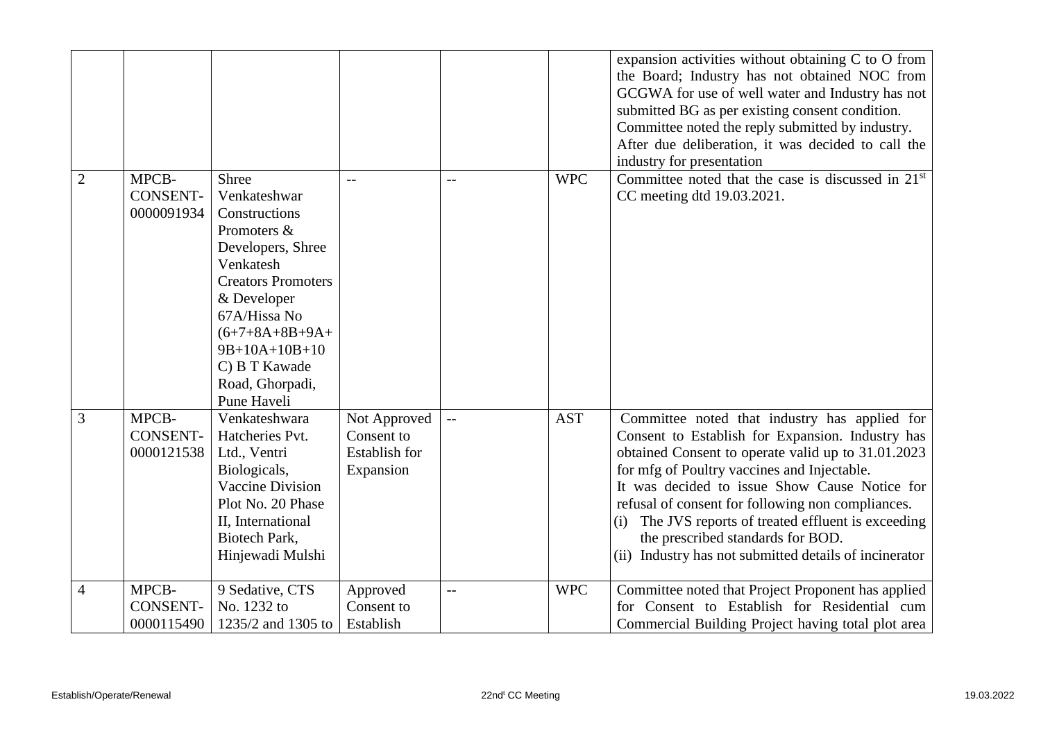| | | | | | | |
|---|---|---|---|---|---|---|
| | | | | | | expansion activities without obtaining C to O from the Board; Industry has not obtained NOC from GCGWA for use of well water and Industry has not submitted BG as per existing consent condition. Committee noted the reply submitted by industry. After due deliberation, it was decided to call the industry for presentation |
| 2 | MPCB-CONSENT-0000091934 | Shree Venkateshwar Constructions Promoters & Developers, Shree Venkatesh Creators Promoters & Developer 67A/Hissa No (6+7+8A+8B+9A+9B+10A+10B+10C) B T Kawade Road, Ghorpadi, Pune Haveli | -- | -- | WPC | Committee noted that the case is discussed in 21st CC meeting dtd 19.03.2021. |
| 3 | MPCB-CONSENT-0000121538 | Venkateshwara Hatcheries Pvt. Ltd., Ventri Biologicals, Vaccine Division Plot No. 20 Phase II, International Biotech Park, Hinjewadi Mulshi | Not Approved Consent to Establish for Expansion | -- | AST | Committee noted that industry has applied for Consent to Establish for Expansion. Industry has obtained Consent to operate valid up to 31.01.2023 for mfg of Poultry vaccines and Injectable. It was decided to issue Show Cause Notice for refusal of consent for following non compliances. (i) The JVS reports of treated effluent is exceeding the prescribed standards for BOD. (ii) Industry has not submitted details of incinerator |
| 4 | MPCB-CONSENT-0000115490 | 9 Sedative, CTS No. 1232 to 1235/2 and 1305 to | Approved Consent to Establish | -- | WPC | Committee noted that Project Proponent has applied for Consent to Establish for Residential cum Commercial Building Project having total plot area |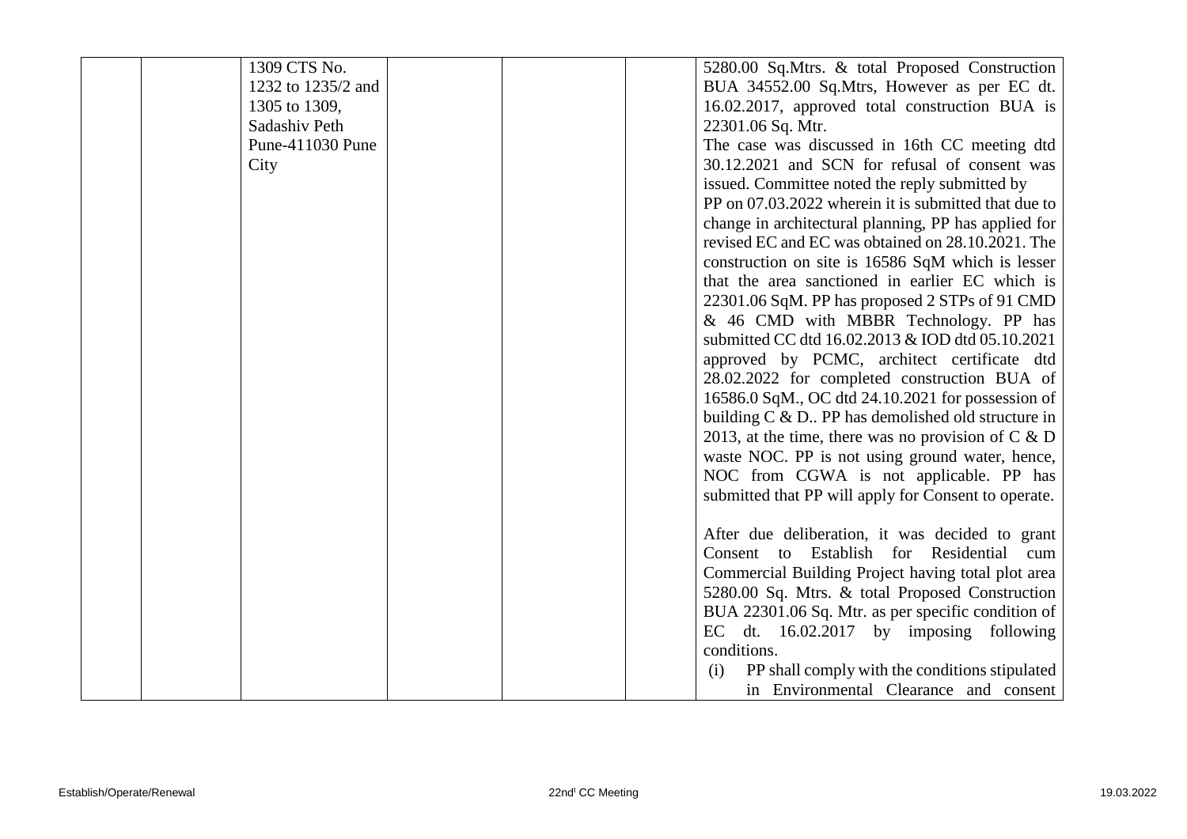|  |  | 1309 CTS No. 1232 to 1235/2 and 1305 to 1309, Sadashiv Peth Pune-411030 Pune City |  |  |  | 5280.00 Sq.Mtrs. & total Proposed Construction BUA 34552.00 Sq.Mtrs, However as per EC dt. 16.02.2017, approved total construction BUA is 22301.06 Sq. Mtr.<br>The case was discussed in 16th CC meeting dtd 30.12.2021 and SCN for refusal of consent was issued. Committee noted the reply submitted by PP on 07.03.2022 wherein it is submitted that due to change in architectural planning, PP has applied for revised EC and EC was obtained on 28.10.2021. The construction on site is 16586 SqM which is lesser that the area sanctioned in earlier EC which is 22301.06 SqM. PP has proposed 2 STPs of 91 CMD & 46 CMD with MBBR Technology. PP has submitted CC dtd 16.02.2013 & IOD dtd 05.10.2021 approved by PCMC, architect certificate dtd 28.02.2022 for completed construction BUA of 16586.0 SqM., OC dtd 24.10.2021 for possession of building C & D.. PP has demolished old structure in 2013, at the time, there was no provision of C & D waste NOC. PP is not using ground water, hence, NOC from CGWA is not applicable. PP has submitted that PP will apply for Consent to operate.<br><br>After due deliberation, it was decided to grant Consent to Establish for Residential cum Commercial Building Project having total plot area 5280.00 Sq. Mtrs. & total Proposed Construction BUA 22301.06 Sq. Mtr. as per specific condition of EC dt. 16.02.2017 by imposing following conditions.<br>(i) PP shall comply with the conditions stipulated in Environmental Clearance and consent |
|---|---|---|---|---|---|---|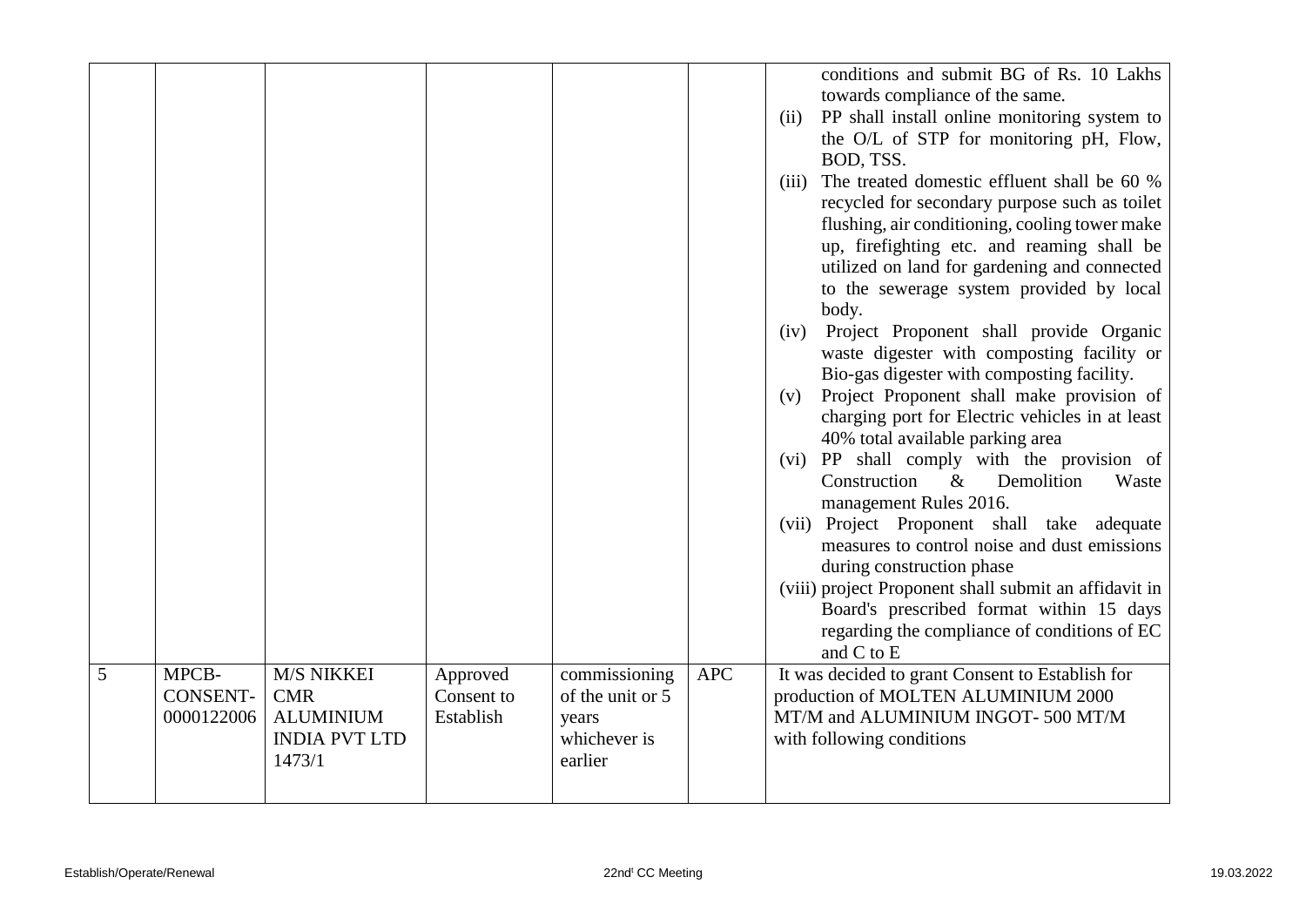| | | | | | | |
|---|---|---|---|---|---|---|
| | | | | | | conditions and submit BG of Rs. 10 Lakhs towards compliance of the same.<br>(ii) PP shall install online monitoring system to the O/L of STP for monitoring pH, Flow, BOD, TSS.<br>(iii) The treated domestic effluent shall be 60 % recycled for secondary purpose such as toilet flushing, air conditioning, cooling tower make up, firefighting etc. and reaming shall be utilized on land for gardening and connected to the sewerage system provided by local body.<br>(iv) Project Proponent shall provide Organic waste digester with composting facility or Bio-gas digester with composting facility.<br>(v) Project Proponent shall make provision of charging port for Electric vehicles in at least 40% total available parking area<br>(vi) PP shall comply with the provision of Construction & Demolition Waste management Rules 2016.<br>(vii) Project Proponent shall take adequate measures to control noise and dust emissions during construction phase<br>(viii) project Proponent shall submit an affidavit in Board's prescribed format within 15 days regarding the compliance of conditions of EC and C to E |
| 5 | MPCB-CONSENT-0000122006 | M/S NIKKEI CMR ALUMINIUM INDIA PVT LTD 1473/1 | Approved Consent to Establish | commissioning of the unit or 5 years whichever is earlier | APC | It was decided to grant Consent to Establish for production of MOLTEN ALUMINIUM 2000 MT/M and ALUMINIUM INGOT- 500 MT/M with following conditions |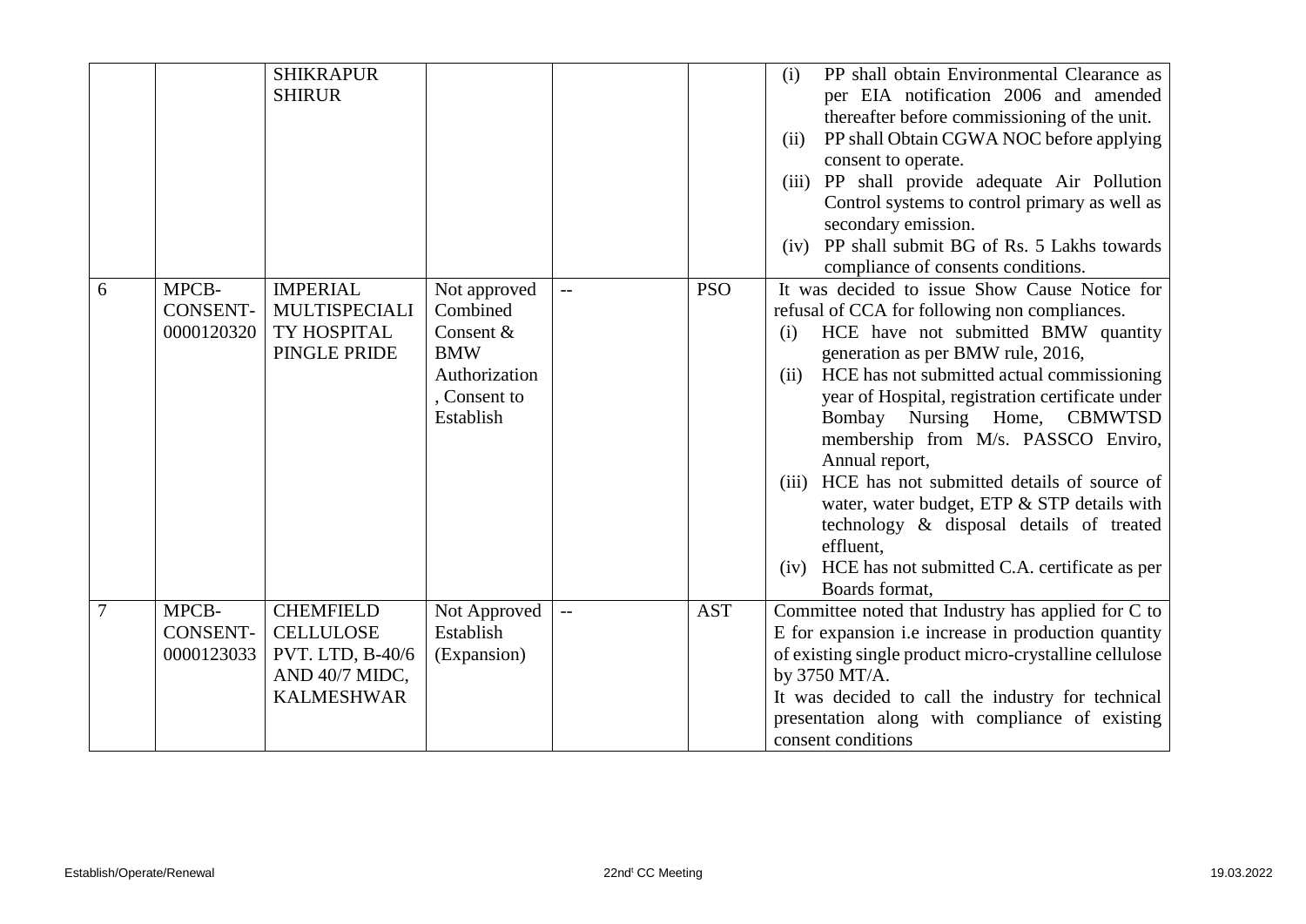|  |  | SHIKRAPUR SHIRUR |  |  |  | (i) PP shall obtain Environmental Clearance as per EIA notification 2006 and amended thereafter before commissioning of the unit.<br>(ii) PP shall Obtain CGWA NOC before applying consent to operate.<br>(iii) PP shall provide adequate Air Pollution Control systems to control primary as well as secondary emission.<br>(iv) PP shall submit BG of Rs. 5 Lakhs towards compliance of consents conditions. |
|---|---|---|---|---|---|---|
| 6 | MPCB-CONSENT-0000120320 | IMPERIAL MULTISPECIALITY HOSPITAL PINGLE PRIDE | Not approved Combined Consent & BMW Authorization, Consent to Establish | -- | PSO | It was decided to issue Show Cause Notice for refusal of CCA for following non compliances.<br>(i) HCE have not submitted BMW quantity generation as per BMW rule, 2016,<br>(ii) HCE has not submitted actual commissioning year of Hospital, registration certificate under Bombay Nursing Home, CBMWTSD membership from M/s. PASSCO Enviro, Annual report,<br>(iii) HCE has not submitted details of source of water, water budget, ETP & STP details with technology & disposal details of treated effluent,<br>(iv) HCE has not submitted C.A. certificate as per Boards format, |
| 7 | MPCB-CONSENT-0000123033 | CHEMFIELD CELLULOSE PVT. LTD, B-40/6 AND 40/7 MIDC, KALMESHWAR | Not Approved Establish (Expansion) | -- | AST | Committee noted that Industry has applied for C to E for expansion i.e increase in production quantity of existing single product micro-crystalline cellulose by 3750 MT/A.<br>It was decided to call the industry for technical presentation along with compliance of existing consent conditions |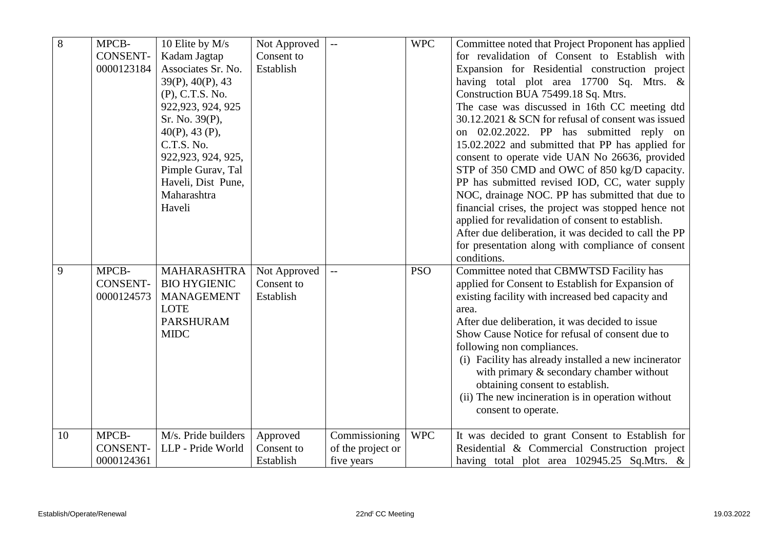| 8 | MPCB-CONSENT-0000123184 | 10 Elite by M/s Kadam Jagtap Associates Sr. No. 39(P), 40(P), 43 (P), C.T.S. No. 922,923, 924, 925 Sr. No. 39(P), 40(P), 43 (P), C.T.S. No. 922,923, 924, 925, Pimple Gurav, Tal Haveli, Dist Pune, Maharashtra Haveli | Not Approved Consent to Establish | -- | WPC | Committee noted that Project Proponent has applied for revalidation of Consent to Establish with Expansion for Residential construction project having total plot area 17700 Sq. Mtrs. & Construction BUA 75499.18 Sq. Mtrs.<br>The case was discussed in 16th CC meeting dtd 30.12.2021 & SCN for refusal of consent was issued on 02.02.2022. PP has submitted reply on 15.02.2022 and submitted that PP has applied for consent to operate vide UAN No 26636, provided STP of 350 CMD and OWC of 850 kg/D capacity. PP has submitted revised IOD, CC, water supply NOC, drainage NOC. PP has submitted that due to financial crises, the project was stopped hence not applied for revalidation of consent to establish.<br>After due deliberation, it was decided to call the PP for presentation along with compliance of consent conditions. |
|---|---|---|---|---|---|---|
| 9 | MPCB-CONSENT-0000124573 | MAHARASHTRA BIO HYGIENIC MANAGEMENT LOTE PARSHURAM MIDC | Not Approved Consent to Establish | -- | PSO | Committee noted that CBMWTSD Facility has applied for Consent to Establish for Expansion of existing facility with increased bed capacity and area.<br>After due deliberation, it was decided to issue Show Cause Notice for refusal of consent due to following non compliances.<br>(i) Facility has already installed a new incinerator with primary & secondary chamber without obtaining consent to establish.<br>(ii) The new incineration is in operation without consent to operate. |
| 10 | MPCB-CONSENT-0000124361 | M/s. Pride builders LLP - Pride World | Approved Consent to Establish | Commissioning of the project or five years | WPC | It was decided to grant Consent to Establish for Residential & Commercial Construction project having total plot area 102945.25 Sq.Mtrs. & |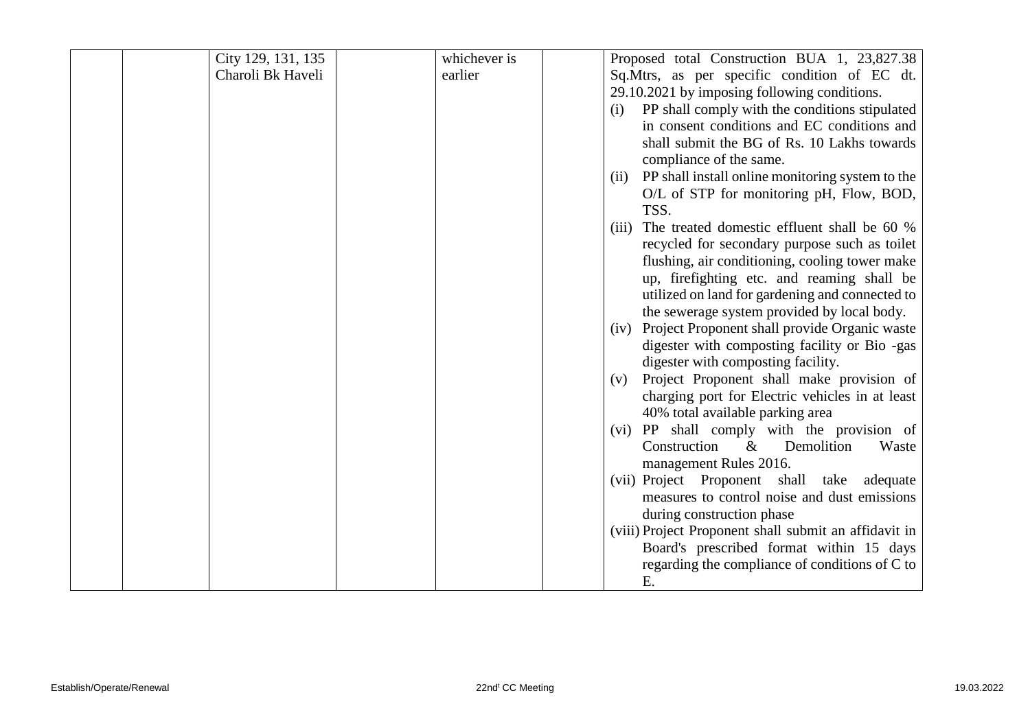|  |  | City 129, 131, 135 Charoli Bk Haveli |  | whichever is earlier |  | Proposed total Construction BUA 1, 23,827.38 Sq.Mtrs, as per specific condition of EC dt. 29.10.2021 by imposing following conditions.<br>(i) PP shall comply with the conditions stipulated in consent conditions and EC conditions and shall submit the BG of Rs. 10 Lakhs towards compliance of the same.<br>(ii) PP shall install online monitoring system to the O/L of STP for monitoring pH, Flow, BOD, TSS.<br>(iii) The treated domestic effluent shall be 60 % recycled for secondary purpose such as toilet flushing, air conditioning, cooling tower make up, firefighting etc. and reaming shall be utilized on land for gardening and connected to the sewerage system provided by local body.<br>(iv) Project Proponent shall provide Organic waste digester with composting facility or Bio -gas digester with composting facility.<br>(v) Project Proponent shall make provision of charging port for Electric vehicles in at least 40% total available parking area<br>(vi) PP shall comply with the provision of Construction & Demolition Waste management Rules 2016.<br>(vii) Project Proponent shall take adequate measures to control noise and dust emissions during construction phase<br>(viii) Project Proponent shall submit an affidavit in Board's prescribed format within 15 days regarding the compliance of conditions of C to E. |
|---|---|---|---|---|---|---|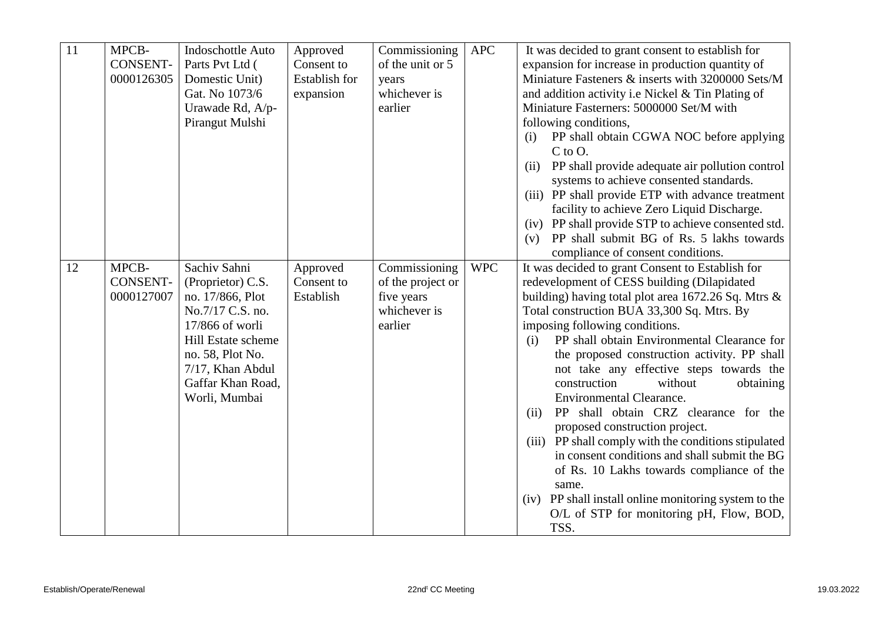| 11 | MPCB-CONSENT-0000126305 | Indoschottle Auto Parts Pvt Ltd ( Domestic Unit) Gat. No 1073/6 Urawade Rd, A/p-Pirangut Mulshi | Approved Consent to Establish for expansion | Commissioning of the unit or 5 years whichever is earlier | APC | It was decided to grant consent to establish for expansion for increase in production quantity of Miniature Fasteners & inserts with 3200000 Sets/M and addition activity i.e Nickel & Tin Plating of Miniature Fasterners: 5000000 Set/M with following conditions,<br>(i) PP shall obtain CGWA NOC before applying C to O.<br>(ii) PP shall provide adequate air pollution control systems to achieve consented standards.<br>(iii) PP shall provide ETP with advance treatment facility to achieve Zero Liquid Discharge.<br>(iv) PP shall provide STP to achieve consented std.<br>(v) PP shall submit BG of Rs. 5 lakhs towards compliance of consent conditions. |
|---|---|---|---|---|---|---|
| 12 | MPCB-CONSENT-0000127007 | Sachiv Sahni (Proprietor) C.S. no. 17/866, Plot No.7/17 C.S. no. 17/866 of worli Hill Estate scheme no. 58, Plot No. 7/17, Khan Abdul Gaffar Khan Road, Worli, Mumbai | Approved Consent to Establish | Commissioning of the project or five years whichever is earlier | WPC | It was decided to grant Consent to Establish for redevelopment of CESS building (Dilapidated building) having total plot area 1672.26 Sq. Mtrs & Total construction BUA 33,300 Sq. Mtrs. By imposing following conditions.<br>(i) PP shall obtain Environmental Clearance for the proposed construction activity. PP shall not take any effective steps towards the construction without obtaining Environmental Clearance.<br>(ii) PP shall obtain CRZ clearance for the proposed construction project.<br>(iii) PP shall comply with the conditions stipulated in consent conditions and shall submit the BG of Rs. 10 Lakhs towards compliance of the same.<br>(iv) PP shall install online monitoring system to the O/L of STP for monitoring pH, Flow, BOD, TSS. |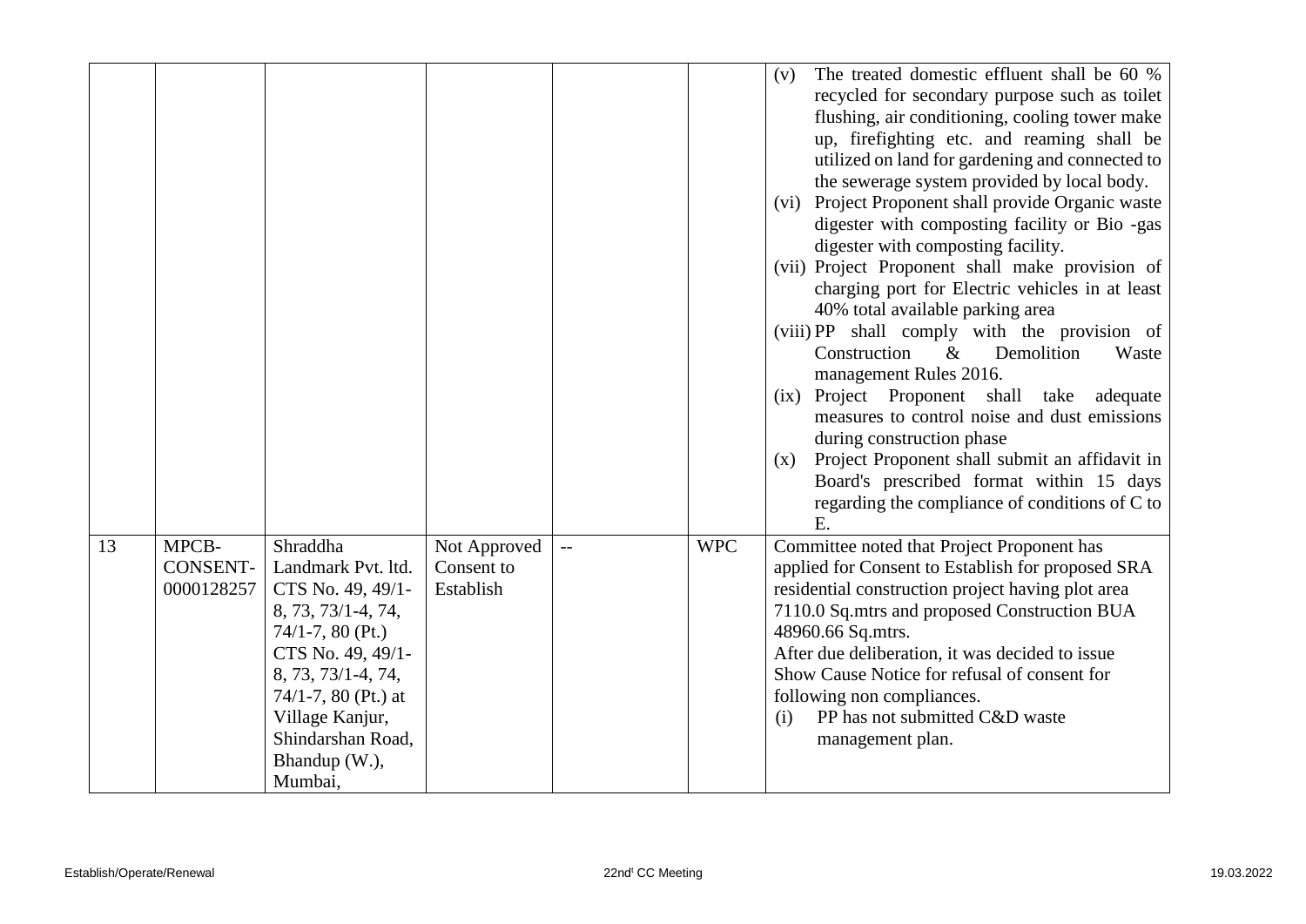| | | | | | | |
|---|---|---|---|---|---|---|
| | | | | | | (v) The treated domestic effluent shall be 60 % recycled for secondary purpose such as toilet flushing, air conditioning, cooling tower make up, firefighting etc. and reaming shall be utilized on land for gardening and connected to the sewerage system provided by local body.<br>(vi) Project Proponent shall provide Organic waste digester with composting facility or Bio -gas digester with composting facility.<br>(vii) Project Proponent shall make provision of charging port for Electric vehicles in at least 40% total available parking area<br>(viii) PP shall comply with the provision of Construction & Demolition Waste management Rules 2016.<br>(ix) Project Proponent shall take adequate measures to control noise and dust emissions during construction phase<br>(x) Project Proponent shall submit an affidavit in Board's prescribed format within 15 days regarding the compliance of conditions of C to E. |
| 13 | MPCB-CONSENT-0000128257 | Shraddha Landmark Pvt. ltd. CTS No. 49, 49/1-8, 73, 73/1-4, 74, 74/1-7, 80 (Pt.) CTS No. 49, 49/1-8, 73, 73/1-4, 74, 74/1-7, 80 (Pt.) at Village Kanjur, Shindarshan Road, Bhandup (W.), Mumbai, | Not Approved Consent to Establish | -- | WPC | Committee noted that Project Proponent has applied for Consent to Establish for proposed SRA residential construction project having plot area 7110.0 Sq.mtrs and proposed Construction BUA 48960.66 Sq.mtrs.<br>After due deliberation, it was decided to issue Show Cause Notice for refusal of consent for following non compliances.<br>(i) PP has not submitted C&D waste management plan. |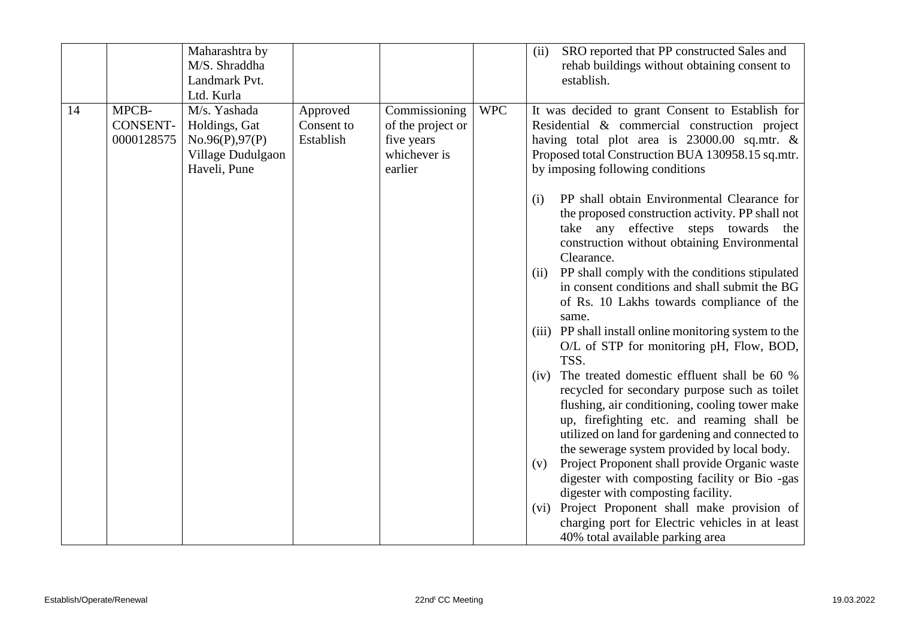| | | | | | | |
|---|---|---|---|---|---|---|
| | | Maharashtra by M/S. Shraddha Landmark Pvt. Ltd. Kurla | | | | (ii) SRO reported that PP constructed Sales and rehab buildings without obtaining consent to establish. |
| 14 | MPCB-CONSENT-0000128575 | M/s. Yashada Holdings, Gat No.96(P),97(P) Village Dudulgaon Haveli, Pune | Approved Consent to Establish | Commissioning of the project or five years whichever is earlier | WPC | It was decided to grant Consent to Establish for Residential & commercial construction project having total plot area is 23000.00 sq.mtr. & Proposed total Construction BUA 130958.15 sq.mtr. by imposing following conditions<br><br>(i) PP shall obtain Environmental Clearance for the proposed construction activity. PP shall not take any effective steps towards the construction without obtaining Environmental Clearance.<br>(ii) PP shall comply with the conditions stipulated in consent conditions and shall submit the BG of Rs. 10 Lakhs towards compliance of the same.<br>(iii) PP shall install online monitoring system to the O/L of STP for monitoring pH, Flow, BOD, TSS.<br>(iv) The treated domestic effluent shall be 60 % recycled for secondary purpose such as toilet flushing, air conditioning, cooling tower make up, firefighting etc. and reaming shall be utilized on land for gardening and connected to the sewerage system provided by local body.<br>(v) Project Proponent shall provide Organic waste digester with composting facility or Bio -gas digester with composting facility.<br>(vi) Project Proponent shall make provision of charging port for Electric vehicles in at least 40% total available parking area |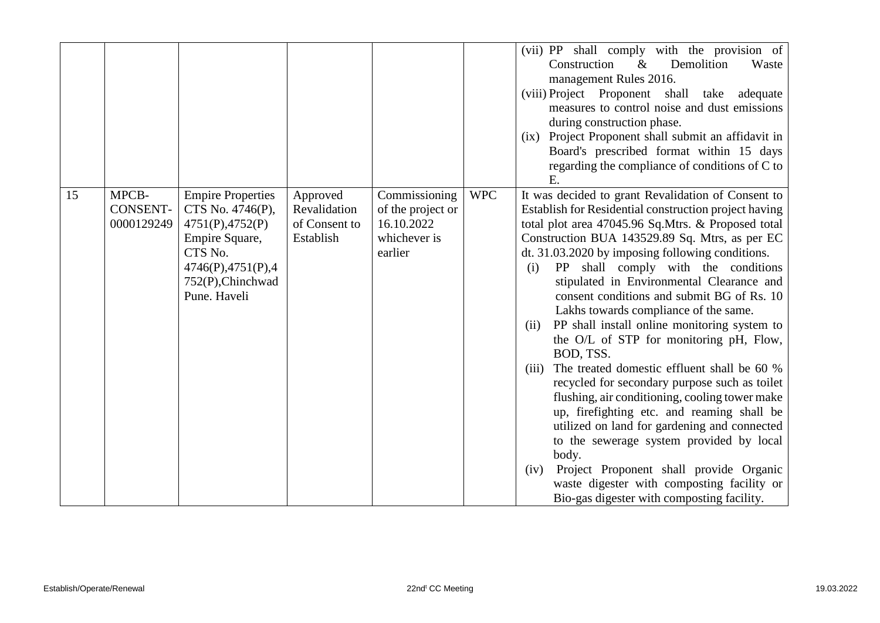| | | | | | | |
|---|---|---|---|---|---|---|
| | | | | | | (vii) PP shall comply with the provision of Construction & Demolition Waste management Rules 2016.<br>(viii) Project Proponent shall take adequate measures to control noise and dust emissions during construction phase.<br>(ix) Project Proponent shall submit an affidavit in Board's prescribed format within 15 days regarding the compliance of conditions of C to E. |
| 15 | MPCB-CONSENT-0000129249 | Empire Properties CTS No. 4746(P), 4751(P),4752(P) Empire Square, CTS No. 4746(P),4751(P),4752(P),Chinchwad Pune. Haveli | Approved Revalidation of Consent to Establish | Commissioning of the project or 16.10.2022 whichever is earlier | WPC | It was decided to grant Revalidation of Consent to Establish for Residential construction project having total plot area 47045.96 Sq.Mtrs. & Proposed total Construction BUA 143529.89 Sq. Mtrs, as per EC dt. 31.03.2020 by imposing following conditions.<br>(i) PP shall comply with the conditions stipulated in Environmental Clearance and consent conditions and submit BG of Rs. 10 Lakhs towards compliance of the same.<br>(ii) PP shall install online monitoring system to the O/L of STP for monitoring pH, Flow, BOD, TSS.<br>(iii) The treated domestic effluent shall be 60 % recycled for secondary purpose such as toilet flushing, air conditioning, cooling tower make up, firefighting etc. and reaming shall be utilized on land for gardening and connected to the sewerage system provided by local body.<br>(iv) Project Proponent shall provide Organic waste digester with composting facility or Bio-gas digester with composting facility. |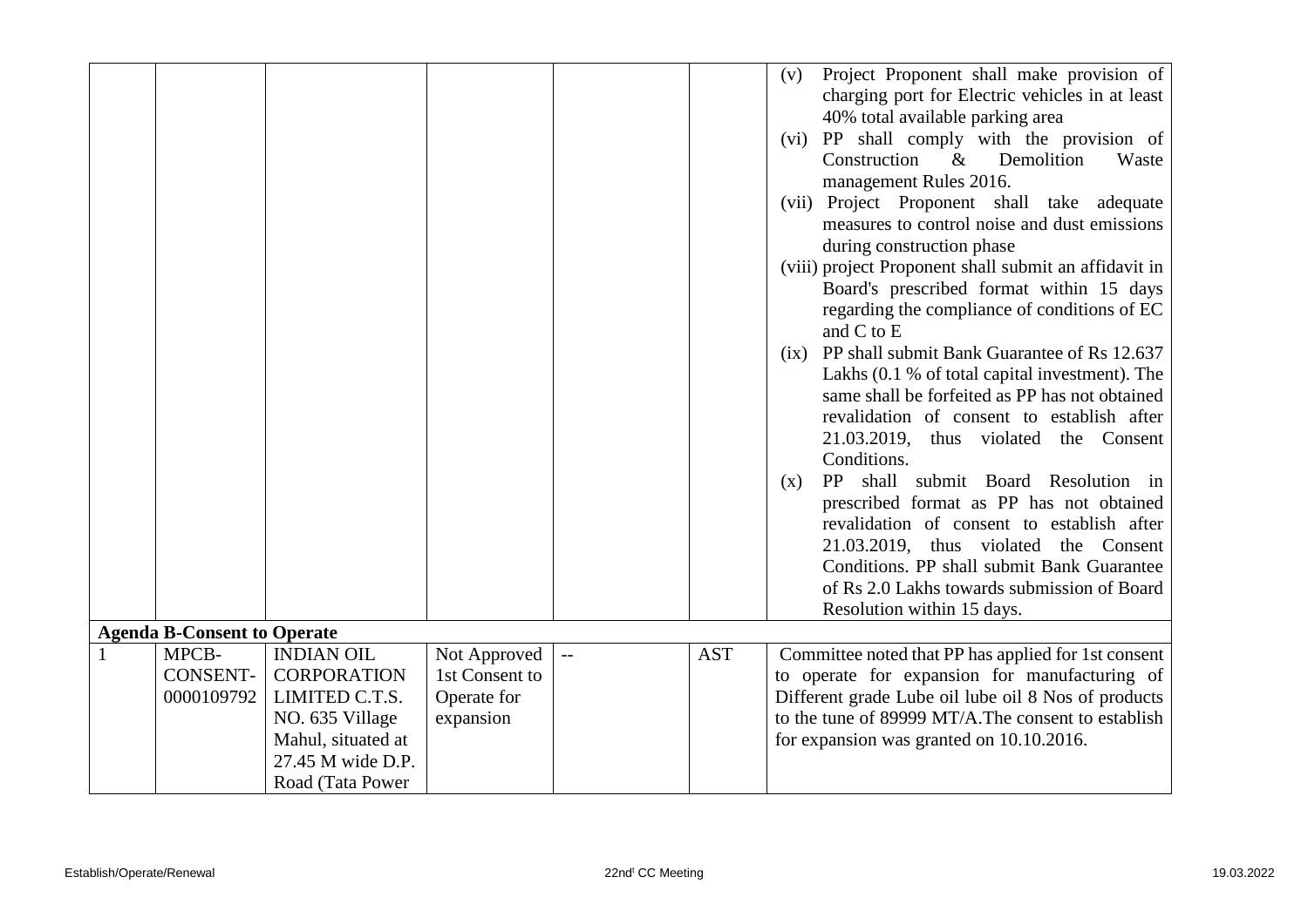|  |  |  |  |  |  | (v) Project Proponent shall make provision of charging port for Electric vehicles in at least 40% total available parking area<br>(vi) PP shall comply with the provision of Construction & Demolition Waste management Rules 2016.<br>(vii) Project Proponent shall take adequate measures to control noise and dust emissions during construction phase<br>(viii) project Proponent shall submit an affidavit in Board's prescribed format within 15 days regarding the compliance of conditions of EC and C to E<br>(ix) PP shall submit Bank Guarantee of Rs 12.637 Lakhs (0.1 % of total capital investment). The same shall be forfeited as PP has not obtained revalidation of consent to establish after 21.03.2019, thus violated the Consent Conditions.<br>(x) PP shall submit Board Resolution in prescribed format as PP has not obtained revalidation of consent to establish after 21.03.2019, thus violated the Consent Conditions. PP shall submit Bank Guarantee of Rs 2.0 Lakhs towards submission of Board Resolution within 15 days. |
|---|---|---|---|---|---|---|
| **Agenda B-Consent to Operate** |  |  |  |  |  |  |
| 1 | MPCB-CONSENT-0000109792 | INDIAN OIL CORPORATION LIMITED C.T.S. NO. 635 Village Mahul, situated at 27.45 M wide D.P. Road (Tata Power | Not Approved 1st Consent to Operate for expansion | -- | AST | Committee noted that PP has applied for 1st consent to operate for expansion for manufacturing of Different grade Lube oil lube oil 8 Nos of products to the tune of 89999 MT/A.The consent to establish for expansion was granted on 10.10.2016. |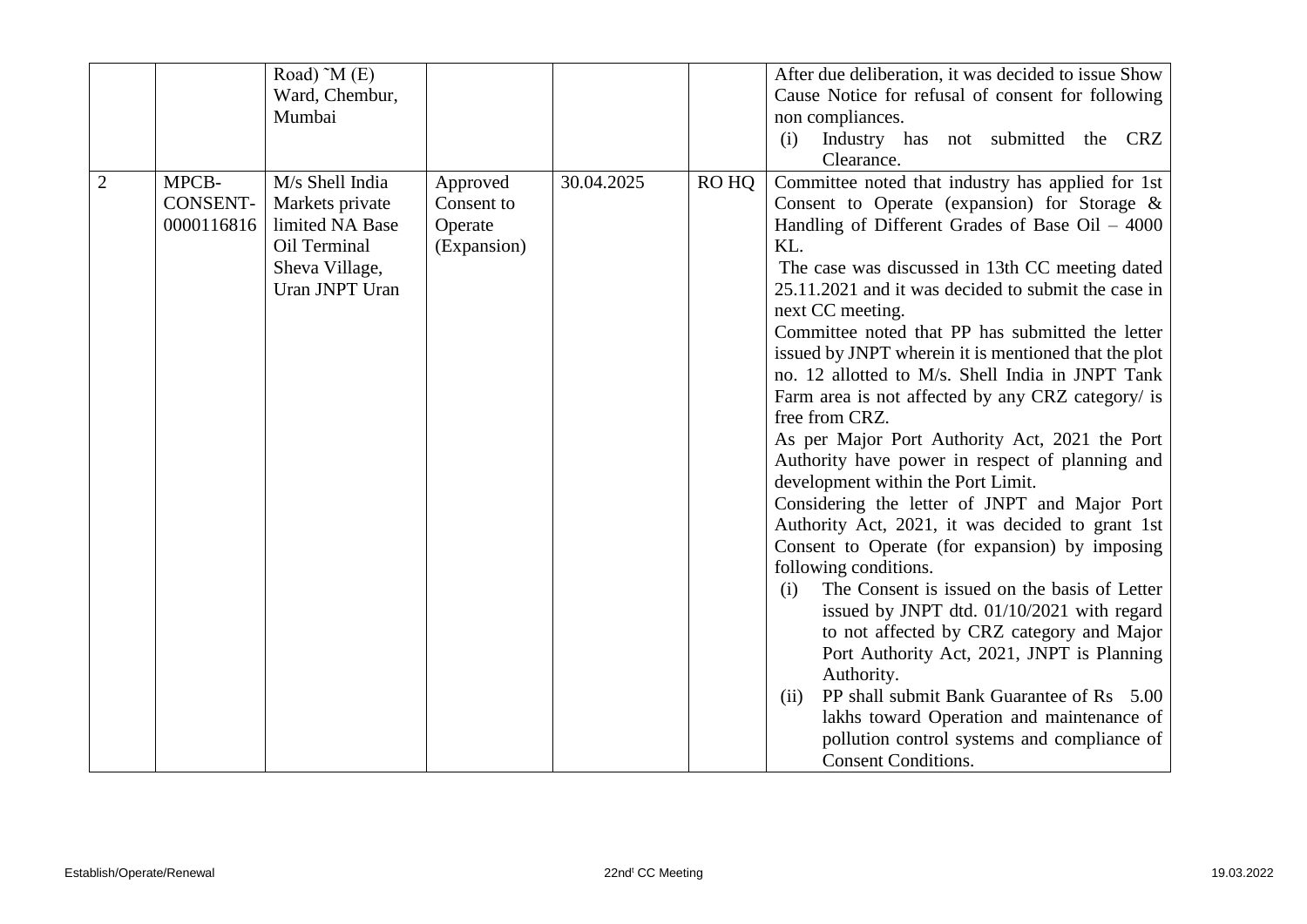|  |  | Road) ˜M (E) Ward, Chembur, Mumbai |  |  |  | After due deliberation, it was decided to issue Show Cause Notice for refusal of consent for following non compliances.<br>(i) Industry has not submitted the CRZ Clearance. |
|---|---|---|---|---|---|---|
| 2 | MPCB-CONSENT-0000116816 | M/s Shell India Markets private limited NA Base Oil Terminal Sheva Village, Uran JNPT Uran | Approved Consent to Operate (Expansion) | 30.04.2025 | RO HQ | Committee noted that industry has applied for 1st Consent to Operate (expansion) for Storage & Handling of Different Grades of Base Oil – 4000 KL.<br>The case was discussed in 13th CC meeting dated 25.11.2021 and it was decided to submit the case in next CC meeting.<br>Committee noted that PP has submitted the letter issued by JNPT wherein it is mentioned that the plot no. 12 allotted to M/s. Shell India in JNPT Tank Farm area is not affected by any CRZ category/ is free from CRZ.<br>As per Major Port Authority Act, 2021 the Port Authority have power in respect of planning and development within the Port Limit.<br>Considering the letter of JNPT and Major Port Authority Act, 2021, it was decided to grant 1st Consent to Operate (for expansion) by imposing following conditions.<br>(i) The Consent is issued on the basis of Letter issued by JNPT dtd. 01/10/2021 with regard to not affected by CRZ category and Major Port Authority Act, 2021, JNPT is Planning Authority.<br>(ii) PP shall submit Bank Guarantee of Rs 5.00 lakhs toward Operation and maintenance of pollution control systems and compliance of Consent Conditions. |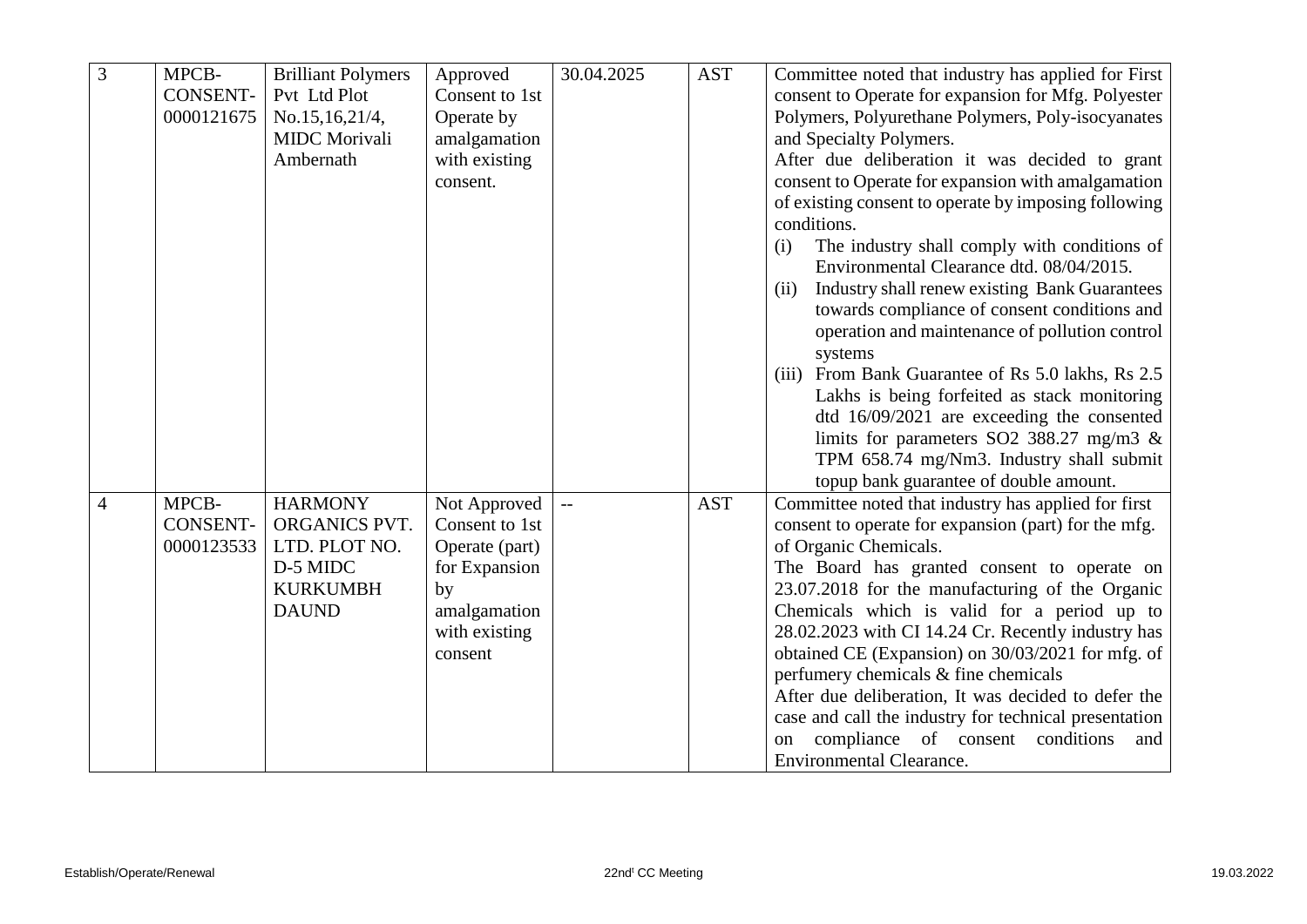| 3 | MPCB-CONSENT-0000121675 | Brilliant Polymers Pvt Ltd Plot No.15,16,21/4, MIDC Morivali Ambernath | Approved Consent to 1st Operate by amalgamation with existing consent. | 30.04.2025 | AST | Committee noted that industry has applied for First consent to Operate for expansion for Mfg. Polyester Polymers, Polyurethane Polymers, Poly-isocyanates and Specialty Polymers.<br>After due deliberation it was decided to grant consent to Operate for expansion with amalgamation of existing consent to operate by imposing following conditions.<br>(i) The industry shall comply with conditions of Environmental Clearance dtd. 08/04/2015.<br>(ii) Industry shall renew existing Bank Guarantees towards compliance of consent conditions and operation and maintenance of pollution control systems<br>(iii) From Bank Guarantee of Rs 5.0 lakhs, Rs 2.5 Lakhs is being forfeited as stack monitoring dtd 16/09/2021 are exceeding the consented limits for parameters SO2 388.27 mg/m3 & TPM 658.74 mg/Nm3. Industry shall submit topup bank guarantee of double amount. |
|---|---|---|---|---|---|---|
| 4 | MPCB-CONSENT-0000123533 | HARMONY ORGANICS PVT. LTD. PLOT NO. D-5 MIDC KURKUMBH DAUND | Not Approved Consent to 1st Operate (part) for Expansion by amalgamation with existing consent | -- | AST | Committee noted that industry has applied for first consent to operate for expansion (part) for the mfg. of Organic Chemicals.<br>The Board has granted consent to operate on 23.07.2018 for the manufacturing of the Organic Chemicals which is valid for a period up to 28.02.2023 with CI 14.24 Cr. Recently industry has obtained CE (Expansion) on 30/03/2021 for mfg. of perfumery chemicals & fine chemicals<br>After due deliberation, It was decided to defer the case and call the industry for technical presentation on compliance of consent conditions and Environmental Clearance. |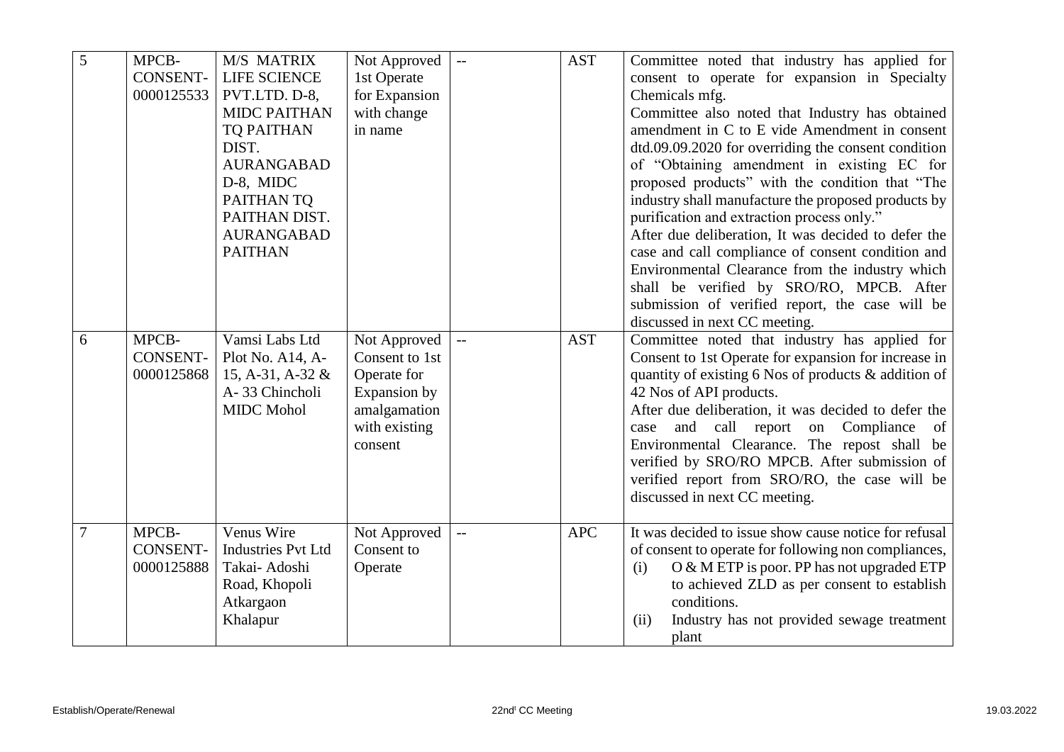| 5 | MPCB-CONSENT-0000125533 | M/S MATRIX LIFE SCIENCE PVT.LTD. D-8, MIDC PAITHAN TQ PAITHAN DIST. AURANGABAD D-8, MIDC PAITHAN TQ PAITHAN DIST. AURANGABAD PAITHAN | Not Approved 1st Operate for Expansion with change in name | -- | AST | Committee noted that industry has applied for consent to operate for expansion in Specialty Chemicals mfg.<br>Committee also noted that Industry has obtained amendment in C to E vide Amendment in consent dtd.09.09.2020 for overriding the consent condition of "Obtaining amendment in existing EC for proposed products" with the condition that "The industry shall manufacture the proposed products by purification and extraction process only."<br>After due deliberation, It was decided to defer the case and call compliance of consent condition and Environmental Clearance from the industry which shall be verified by SRO/RO, MPCB. After submission of verified report, the case will be discussed in next CC meeting. |
|---|---|---|---|---|---|---|
| 6 | MPCB-CONSENT-0000125868 | Vamsi Labs Ltd Plot No. A14, A-15, A-31, A-32 & A- 33 Chincholi MIDC Mohol | Not Approved Consent to 1st Operate for Expansion by amalgamation with existing consent | -- | AST | Committee noted that industry has applied for Consent to 1st Operate for expansion for increase in quantity of existing 6 Nos of products & addition of 42 Nos of API products.<br>After due deliberation, it was decided to defer the case and call report on Compliance of Environmental Clearance. The repost shall be verified by SRO/RO MPCB. After submission of verified report from SRO/RO, the case will be discussed in next CC meeting. |
| 7 | MPCB-CONSENT-0000125888 | Venus Wire Industries Pvt Ltd Takai- Adoshi Road, Khopoli Atkargaon Khalapur | Not Approved Consent to Operate | -- | APC | It was decided to issue show cause notice for refusal of consent to operate for following non compliances,<br>(i) O & M ETP is poor. PP has not upgraded ETP to achieved ZLD as per consent to establish conditions.<br>(ii) Industry has not provided sewage treatment plant |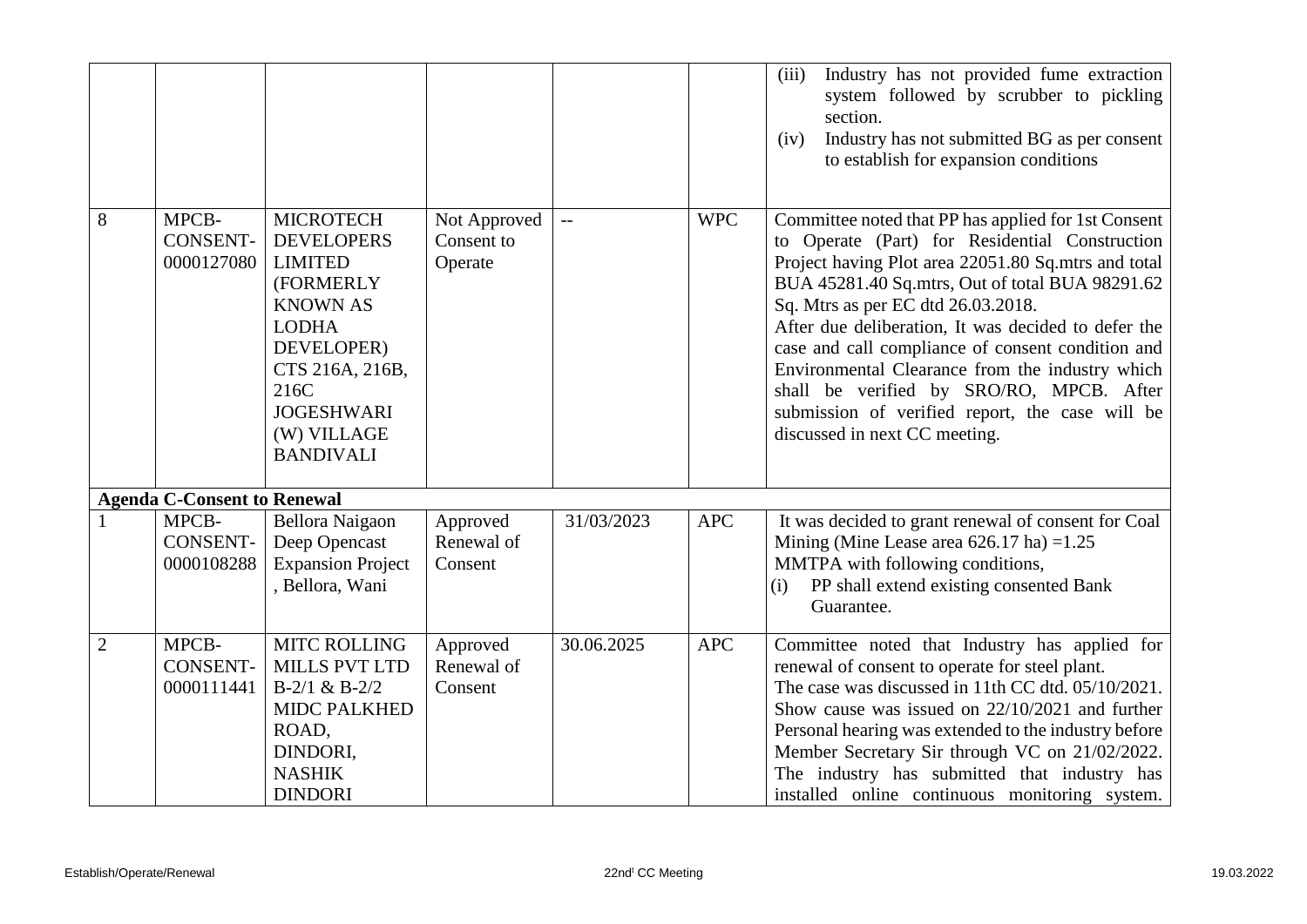| | | | | | | |
|---|---|---|---|---|---|---|
| | | | | | | (iii) Industry has not provided fume extraction system followed by scrubber to pickling section.<br>(iv) Industry has not submitted BG as per consent to establish for expansion conditions |
| 8 | MPCB-CONSENT-0000127080 | MICROTECH DEVELOPERS LIMITED (FORMERLY KNOWN AS LODHA DEVELOPER) CTS 216A, 216B, 216C JOGESHWARI (W) VILLAGE BANDIVALI | Not Approved Consent to Operate | -- | WPC | Committee noted that PP has applied for 1st Consent to Operate (Part) for Residential Construction Project having Plot area 22051.80 Sq.mtrs and total BUA 45281.40 Sq.mtrs, Out of total BUA 98291.62 Sq. Mtrs as per EC dtd 26.03.2018.<br>After due deliberation, It was decided to defer the case and call compliance of consent condition and Environmental Clearance from the industry which shall be verified by SRO/RO, MPCB. After submission of verified report, the case will be discussed in next CC meeting. |
| **Agenda C-Consent to Renewal** | | | | | | |
| 1 | MPCB-CONSENT-0000108288 | Bellora Naigaon Deep Opencast Expansion Project , Bellora, Wani | Approved Renewal of Consent | 31/03/2023 | APC | It was decided to grant renewal of consent for Coal Mining (Mine Lease area 626.17 ha) =1.25 MMTPA with following conditions,<br>(i) PP shall extend existing consented Bank Guarantee. |
| 2 | MPCB-CONSENT-0000111441 | MITC ROLLING MILLS PVT LTD B-2/1 & B-2/2 MIDC PALKHED ROAD, DINDORI, NASHIK DINDORI | Approved Renewal of Consent | 30.06.2025 | APC | Committee noted that Industry has applied for renewal of consent to operate for steel plant.<br>The case was discussed in 11th CC dtd. 05/10/2021. Show cause was issued on 22/10/2021 and further Personal hearing was extended to the industry before Member Secretary Sir through VC on 21/02/2022. The industry has submitted that industry has installed online continuous monitoring system. |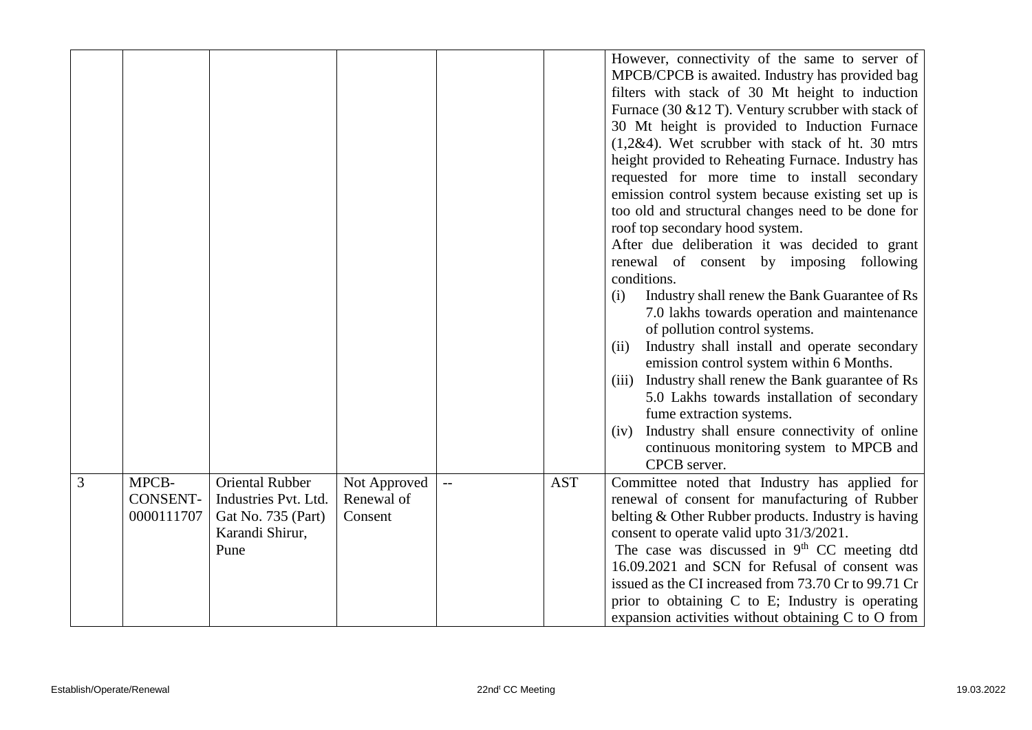|  |  |  |  |  |  | However, connectivity of the same to server of MPCB/CPCB is awaited. Industry has provided bag filters with stack of 30 Mt height to induction Furnace (30 &12 T). Ventury scrubber with stack of 30 Mt height is provided to Induction Furnace (1,2&4). Wet scrubber with stack of ht. 30 mtrs height provided to Reheating Furnace. Industry has requested for more time to install secondary emission control system because existing set up is too old and structural changes need to be done for roof top secondary hood system.<br>After due deliberation it was decided to grant renewal of consent by imposing following conditions.<br>(i) Industry shall renew the Bank Guarantee of Rs 7.0 lakhs towards operation and maintenance of pollution control systems.<br>(ii) Industry shall install and operate secondary emission control system within 6 Months.<br>(iii) Industry shall renew the Bank guarantee of Rs 5.0 Lakhs towards installation of secondary fume extraction systems.<br>(iv) Industry shall ensure connectivity of online continuous monitoring system to MPCB and CPCB server. |
|---|---|---|---|---|---|---|
| 3 | MPCB-CONSENT-0000111707 | Oriental Rubber Industries Pvt. Ltd. Gat No. 735 (Part) Karandi Shirur, Pune | Not Approved Renewal of Consent | -- | AST | Committee noted that Industry has applied for renewal of consent for manufacturing of Rubber belting & Other Rubber products. Industry is having consent to operate valid upto 31/3/2021.<br>The case was discussed in 9th CC meeting dtd 16.09.2021 and SCN for Refusal of consent was issued as the CI increased from 73.70 Cr to 99.71 Cr prior to obtaining C to E; Industry is operating expansion activities without obtaining C to O from |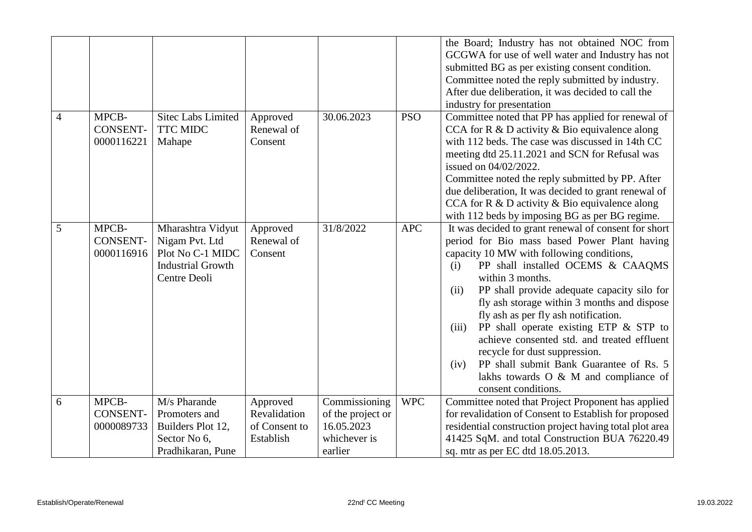| | | | | | | |
|---|---|---|---|---|---|---|
| | | | | | | the Board; Industry has not obtained NOC from GCGWA for use of well water and Industry has not submitted BG as per existing consent condition. Committee noted the reply submitted by industry. After due deliberation, it was decided to call the industry for presentation |
| 4 | MPCB-CONSENT-0000116221 | Sitec Labs Limited TTC MIDC Mahape | Approved Renewal of Consent | 30.06.2023 | PSO | Committee noted that PP has applied for renewal of CCA for R & D activity & Bio equivalence along with 112 beds. The case was discussed in 14th CC meeting dtd 25.11.2021 and SCN for Refusal was issued on 04/02/2022. Committee noted the reply submitted by PP. After due deliberation, It was decided to grant renewal of CCA for R & D activity & Bio equivalence along with 112 beds by imposing BG as per BG regime. |
| 5 | MPCB-CONSENT-0000116916 | Mharashtra Vidyut Nigam Pvt. Ltd Plot No C-1 MIDC Industrial Growth Centre Deoli | Approved Renewal of Consent | 31/8/2022 | APC | It was decided to grant renewal of consent for short period for Bio mass based Power Plant having capacity 10 MW with following conditions, (i) PP shall installed OCEMS & CAAQMS within 3 months. (ii) PP shall provide adequate capacity silo for fly ash storage within 3 months and dispose fly ash as per fly ash notification. (iii) PP shall operate existing ETP & STP to achieve consented std. and treated effluent recycle for dust suppression. (iv) PP shall submit Bank Guarantee of Rs. 5 lakhs towards O & M and compliance of consent conditions. |
| 6 | MPCB-CONSENT-0000089733 | M/s Pharande Promoters and Builders Plot 12, Sector No 6, Pradhikaran, Pune | Approved Revalidation of Consent to Establish | Commissioning of the project or 16.05.2023 whichever is earlier | WPC | Committee noted that Project Proponent has applied for revalidation of Consent to Establish for proposed residential construction project having total plot area 41425 SqM. and total Construction BUA 76220.49 sq. mtr as per EC dtd 18.05.2013. |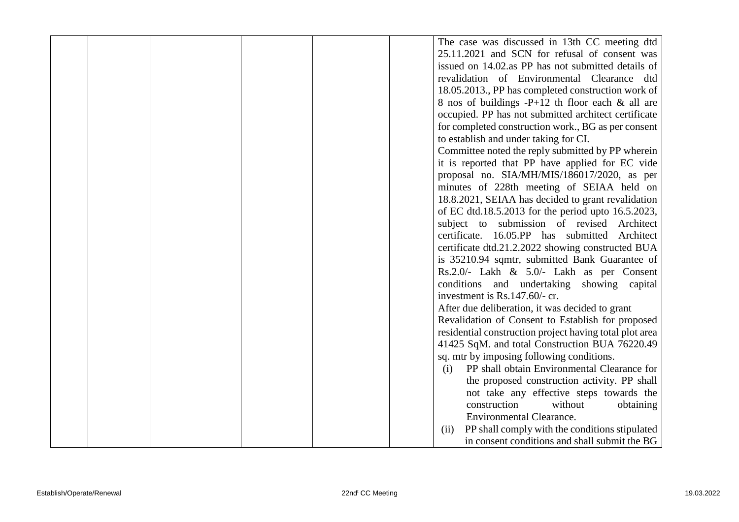| | | | | | | |
|---|---|---|---|---|---|---|
| | | | | | | The case was discussed in 13th CC meeting dtd 25.11.2021 and SCN for refusal of consent was issued on 14.02.as PP has not submitted details of revalidation of Environmental Clearance dtd 18.05.2013., PP has completed construction work of 8 nos of buildings -P+12 th floor each & all are occupied. PP has not submitted architect certificate for completed construction work., BG as per consent to establish and under taking for CI.<br>Committee noted the reply submitted by PP wherein it is reported that PP have applied for EC vide proposal no. SIA/MH/MIS/186017/2020, as per minutes of 228th meeting of SEIAA held on 18.8.2021, SEIAA has decided to grant revalidation of EC dtd.18.5.2013 for the period upto 16.5.2023, subject to submission of revised Architect certificate. 16.05.PP has submitted Architect certificate dtd.21.2.2022 showing constructed BUA is 35210.94 sqmtr, submitted Bank Guarantee of Rs.2.0/- Lakh & 5.0/- Lakh as per Consent conditions and undertaking showing capital investment is Rs.147.60/- cr.<br>After due deliberation, it was decided to grant Revalidation of Consent to Establish for proposed residential construction project having total plot area 41425 SqM. and total Construction BUA 76220.49 sq. mtr by imposing following conditions.<br>(i) PP shall obtain Environmental Clearance for the proposed construction activity. PP shall not take any effective steps towards the construction without obtaining Environmental Clearance.<br>(ii) PP shall comply with the conditions stipulated in consent conditions and shall submit the BG |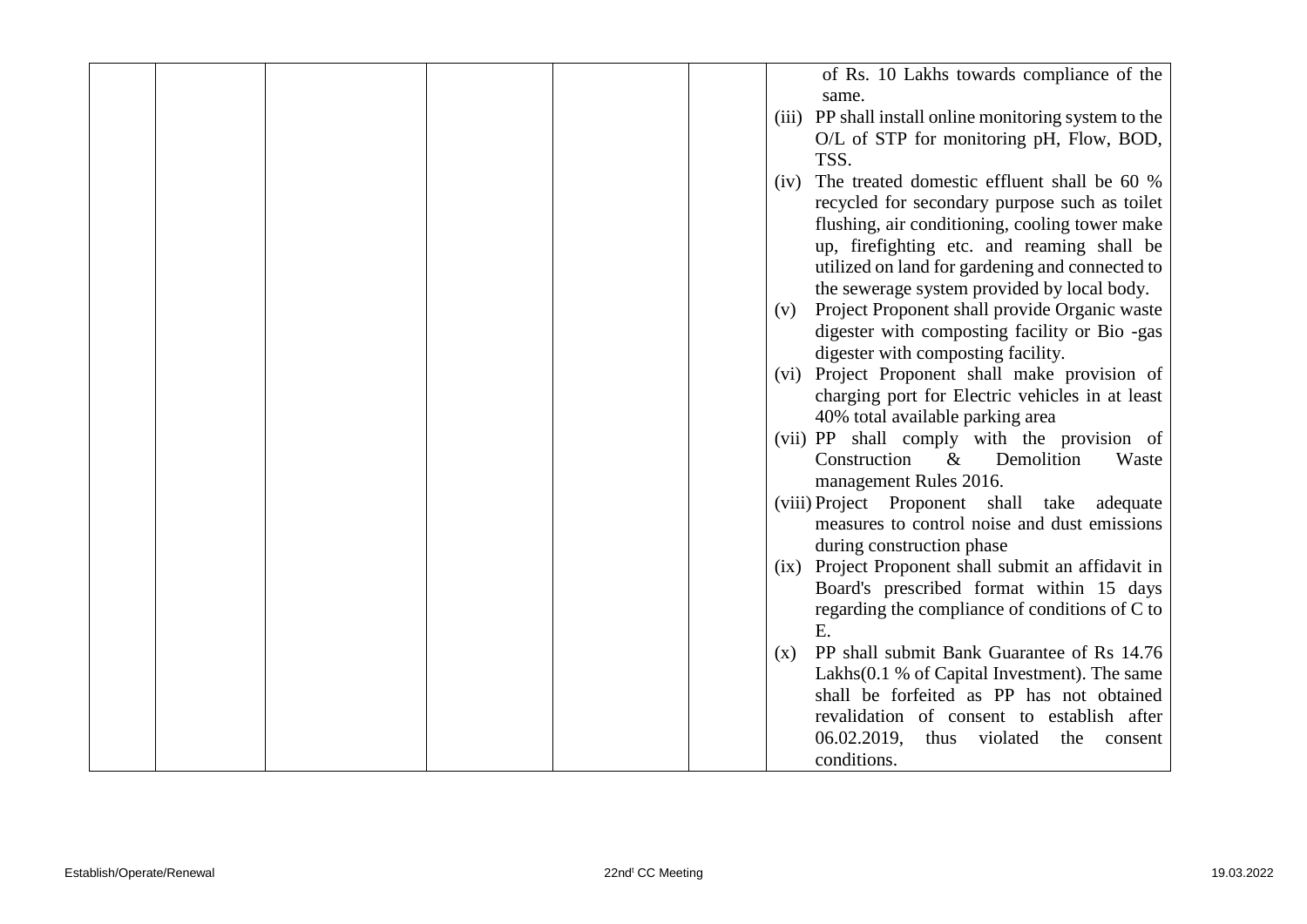|  |  |  |  |  |  | of Rs. 10 Lakhs towards compliance of the same.<br>(iii) PP shall install online monitoring system to the O/L of STP for monitoring pH, Flow, BOD, TSS.<br>(iv) The treated domestic effluent shall be 60 % recycled for secondary purpose such as toilet flushing, air conditioning, cooling tower make up, firefighting etc. and reaming shall be utilized on land for gardening and connected to the sewerage system provided by local body.<br>(v) Project Proponent shall provide Organic waste digester with composting facility or Bio -gas digester with composting facility.<br>(vi) Project Proponent shall make provision of charging port for Electric vehicles in at least 40% total available parking area<br>(vii) PP shall comply with the provision of Construction & Demolition Waste management Rules 2016.<br>(viii) Project Proponent shall take adequate measures to control noise and dust emissions during construction phase<br>(ix) Project Proponent shall submit an affidavit in Board's prescribed format within 15 days regarding the compliance of conditions of C to E.<br>(x) PP shall submit Bank Guarantee of Rs 14.76 Lakhs(0.1 % of Capital Investment). The same shall be forfeited as PP has not obtained revalidation of consent to establish after 06.02.2019, thus violated the consent conditions. |
|---|---|---|---|---|---|---|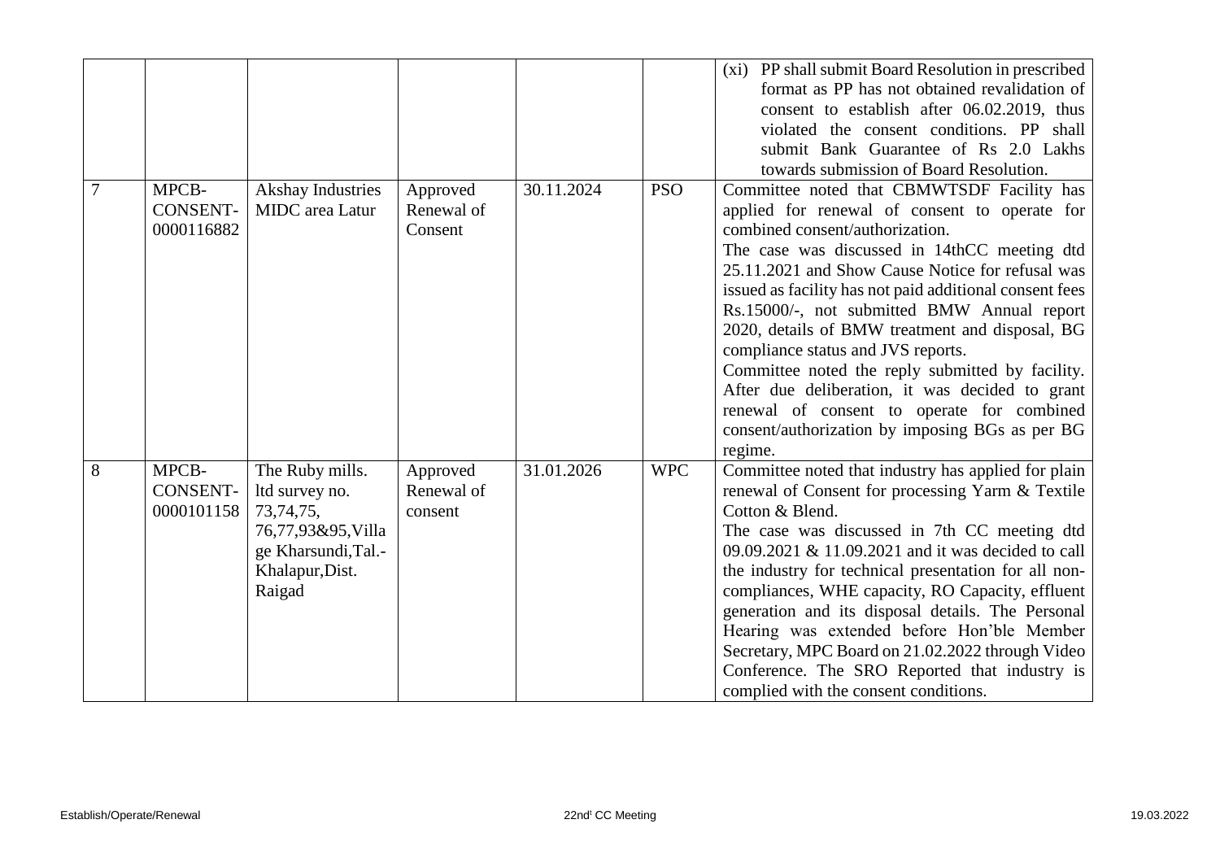| | | | | | | |
|---|---|---|---|---|---|---|
| | | | | | | (xi) PP shall submit Board Resolution in prescribed format as PP has not obtained revalidation of consent to establish after 06.02.2019, thus violated the consent conditions. PP shall submit Bank Guarantee of Rs 2.0 Lakhs towards submission of Board Resolution. |
| 7 | MPCB-CONSENT-0000116882 | Akshay Industries MIDC area Latur | Approved Renewal of Consent | 30.11.2024 | PSO | Committee noted that CBMWTSDF Facility has applied for renewal of consent to operate for combined consent/authorization.<br>The case was discussed in 14thCC meeting dtd 25.11.2021 and Show Cause Notice for refusal was issued as facility has not paid additional consent fees Rs.15000/-, not submitted BMW Annual report 2020, details of BMW treatment and disposal, BG compliance status and JVS reports.<br>Committee noted the reply submitted by facility. After due deliberation, it was decided to grant renewal of consent to operate for combined consent/authorization by imposing BGs as per BG regime. |
| 8 | MPCB-CONSENT-0000101158 | The Ruby mills. ltd survey no. 73,74,75, 76,77,93&95,Village Kharsundi,Tal.-Khalapur,Dist. Raigad | Approved Renewal of consent | 31.01.2026 | WPC | Committee noted that industry has applied for plain renewal of Consent for processing Yarm & Textile Cotton & Blend.<br>The case was discussed in 7th CC meeting dtd 09.09.2021 & 11.09.2021 and it was decided to call the industry for technical presentation for all non-compliances, WHE capacity, RO Capacity, effluent generation and its disposal details. The Personal Hearing was extended before Hon'ble Member Secretary, MPC Board on 21.02.2022 through Video Conference. The SRO Reported that industry is complied with the consent conditions. |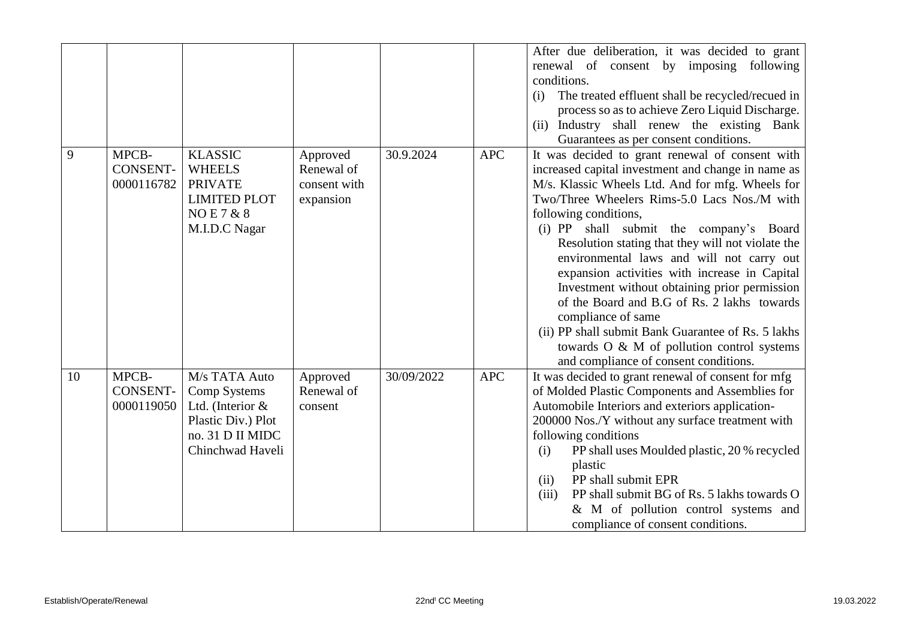| | | | | | | |
|---|---|---|---|---|---|---|
| | | | | | | After due deliberation, it was decided to grant renewal of consent by imposing following conditions.<br>(i) The treated effluent shall be recycled/recued in process so as to achieve Zero Liquid Discharge.<br>(ii) Industry shall renew the existing Bank Guarantees as per consent conditions. |
| 9 | MPCB-CONSENT-0000116782 | KLASSIC WHEELS PRIVATE LIMITED PLOT NO E 7 & 8 M.I.D.C Nagar | Approved Renewal of consent with expansion | 30.9.2024 | APC | It was decided to grant renewal of consent with increased capital investment and change in name as M/s. Klassic Wheels Ltd. And for mfg. Wheels for Two/Three Wheelers Rims-5.0 Lacs Nos./M with following conditions,<br>(i) PP shall submit the company's Board Resolution stating that they will not violate the environmental laws and will not carry out expansion activities with increase in Capital Investment without obtaining prior permission of the Board and B.G of Rs. 2 lakhs towards compliance of same<br>(ii) PP shall submit Bank Guarantee of Rs. 5 lakhs towards O & M of pollution control systems and compliance of consent conditions. |
| 10 | MPCB-CONSENT-0000119050 | M/s TATA Auto Comp Systems Ltd. (Interior & Plastic Div.) Plot no. 31 D II MIDC Chinchwad Haveli | Approved Renewal of consent | 30/09/2022 | APC | It was decided to grant renewal of consent for mfg of Molded Plastic Components and Assemblies for Automobile Interiors and exteriors application-200000 Nos./Y without any surface treatment with following conditions<br>(i) PP shall uses Moulded plastic, 20 % recycled plastic<br>(ii) PP shall submit EPR<br>(iii) PP shall submit BG of Rs. 5 lakhs towards O & M of pollution control systems and compliance of consent conditions. |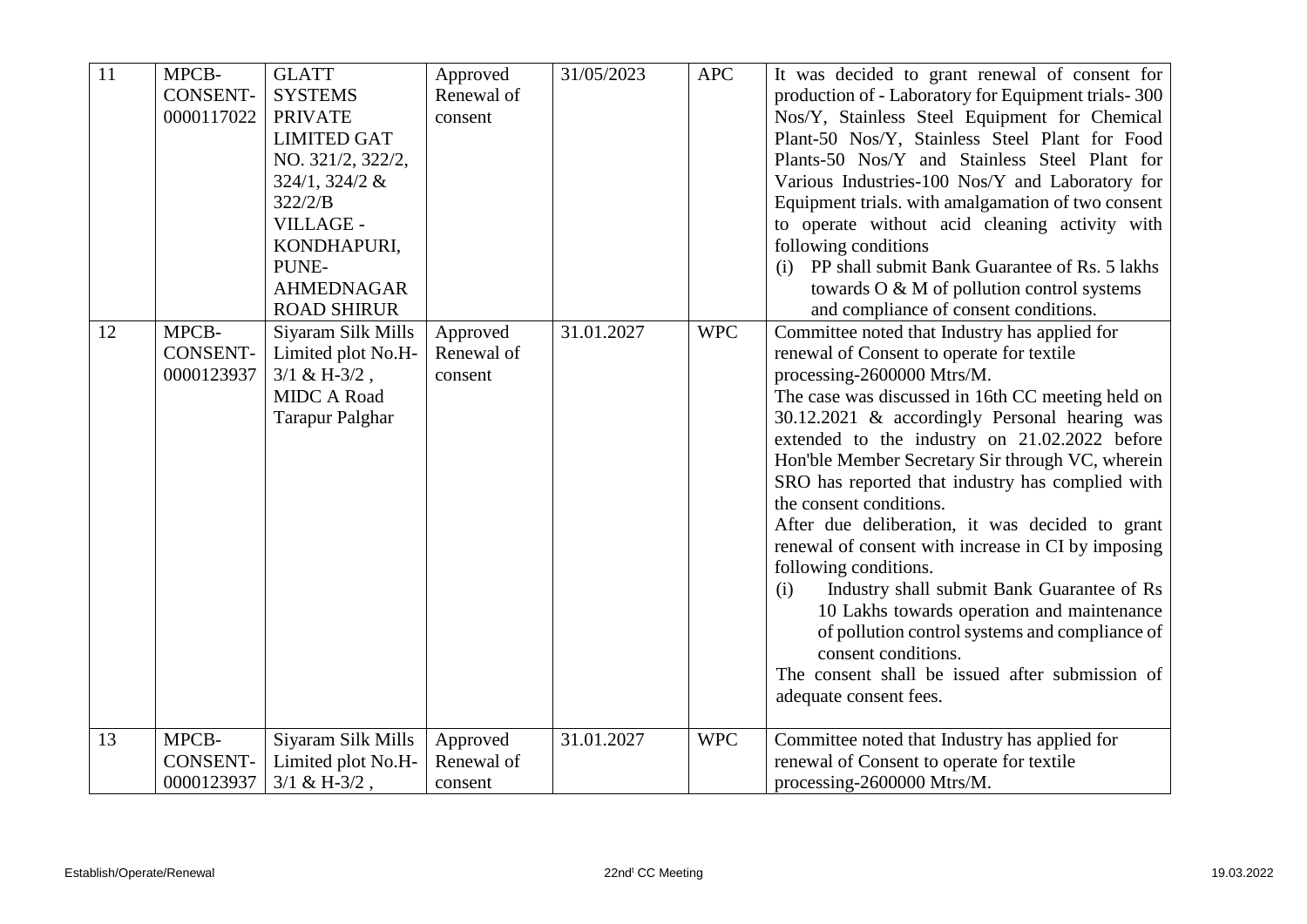| 11 | MPCB-CONSENT-0000117022 | GLATT SYSTEMS PRIVATE LIMITED GAT NO. 321/2, 322/2, 324/1, 324/2 & 322/2/B VILLAGE - KONDHAPURI, PUNE-AHMEDNAGAR ROAD SHIRUR | Approved Renewal of consent | 31/05/2023 | APC | It was decided to grant renewal of consent for production of - Laboratory for Equipment trials- 300 Nos/Y, Stainless Steel Equipment for Chemical Plant-50 Nos/Y, Stainless Steel Plant for Food Plants-50 Nos/Y and Stainless Steel Plant for Various Industries-100 Nos/Y and Laboratory for Equipment trials. with amalgamation of two consent to operate without acid cleaning activity with following conditions<br>(i) PP shall submit Bank Guarantee of Rs. 5 lakhs towards O & M of pollution control systems and compliance of consent conditions. |
|---|---|---|---|---|---|---|
| 12 | MPCB-CONSENT-0000123937 | Siyaram Silk Mills Limited plot No.H-3/1 & H-3/2 , MIDC A Road Tarapur Palghar | Approved Renewal of consent | 31.01.2027 | WPC | Committee noted that Industry has applied for renewal of Consent to operate for textile processing-2600000 Mtrs/M.<br>The case was discussed in 16th CC meeting held on 30.12.2021 & accordingly Personal hearing was extended to the industry on 21.02.2022 before Hon'ble Member Secretary Sir through VC, wherein SRO has reported that industry has complied with the consent conditions.<br>After due deliberation, it was decided to grant renewal of consent with increase in CI by imposing following conditions.<br>(i) Industry shall submit Bank Guarantee of Rs 10 Lakhs towards operation and maintenance of pollution control systems and compliance of consent conditions.<br>The consent shall be issued after submission of adequate consent fees. |
| 13 | MPCB-CONSENT-0000123937 | Siyaram Silk Mills Limited plot No.H-3/1 & H-3/2 , | Approved Renewal of consent | 31.01.2027 | WPC | Committee noted that Industry has applied for renewal of Consent to operate for textile processing-2600000 Mtrs/M. |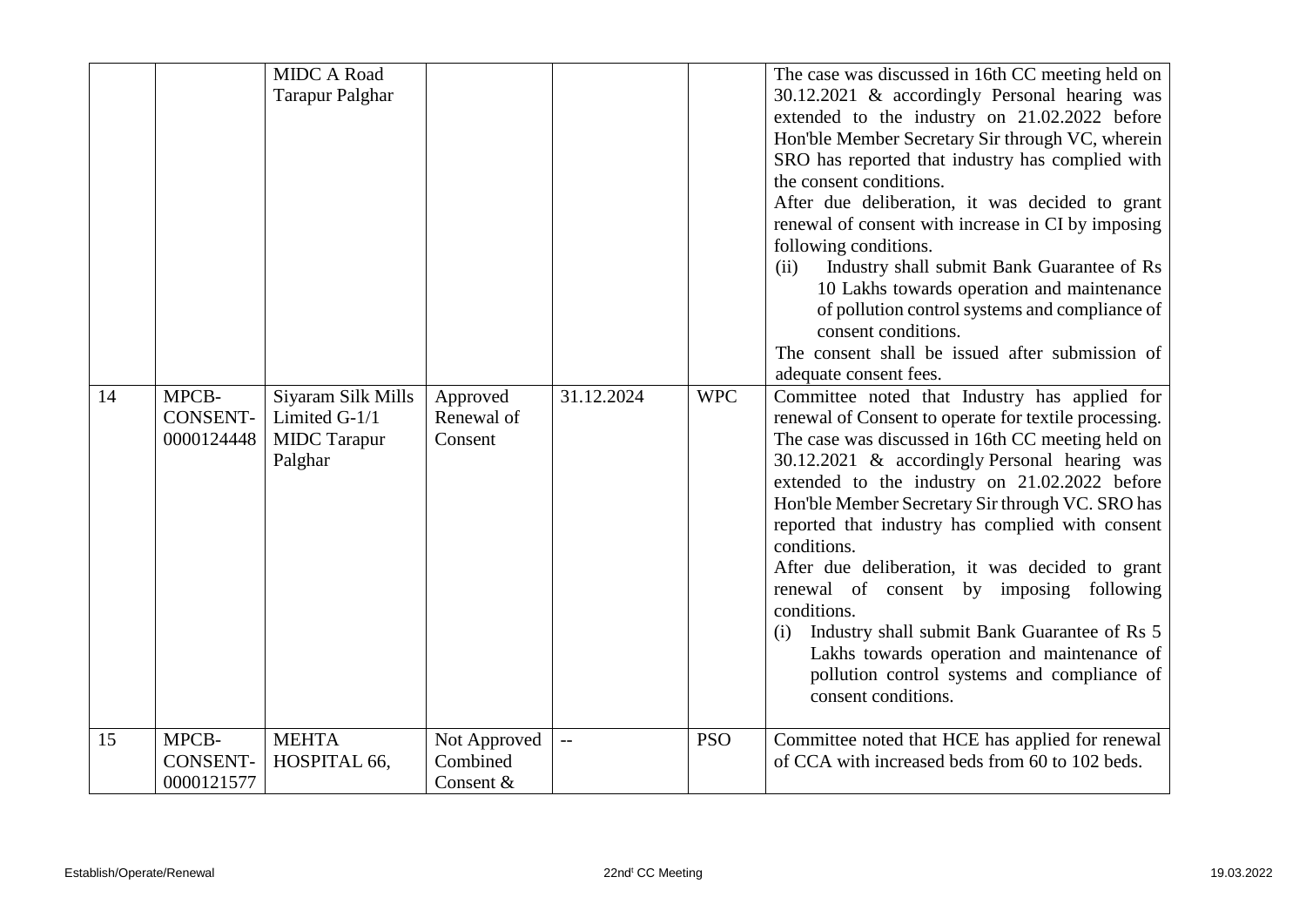|  |  |  |  |  |  |  |
|---|---|---|---|---|---|---|
|  |  | MIDC A Road Tarapur Palghar |  |  |  | The case was discussed in 16th CC meeting held on 30.12.2021 & accordingly Personal hearing was extended to the industry on 21.02.2022 before Hon'ble Member Secretary Sir through VC, wherein SRO has reported that industry has complied with the consent conditions.<br>After due deliberation, it was decided to grant renewal of consent with increase in CI by imposing following conditions.<br>(ii) Industry shall submit Bank Guarantee of Rs 10 Lakhs towards operation and maintenance of pollution control systems and compliance of consent conditions.<br>The consent shall be issued after submission of adequate consent fees. |
| 14 | MPCB-CONSENT-0000124448 | Siyaram Silk Mills Limited G-1/1 MIDC Tarapur Palghar | Approved Renewal of Consent | 31.12.2024 | WPC | Committee noted that Industry has applied for renewal of Consent to operate for textile processing. The case was discussed in 16th CC meeting held on 30.12.2021 & accordingly Personal hearing was extended to the industry on 21.02.2022 before Hon'ble Member Secretary Sir through VC. SRO has reported that industry has complied with consent conditions.<br>After due deliberation, it was decided to grant renewal of consent by imposing following conditions.<br>(i) Industry shall submit Bank Guarantee of Rs 5 Lakhs towards operation and maintenance of pollution control systems and compliance of consent conditions. |
| 15 | MPCB-CONSENT-0000121577 | MEHTA HOSPITAL 66, | Not Approved Combined Consent & | -- | PSO | Committee noted that HCE has applied for renewal of CCA with increased beds from 60 to 102 beds. |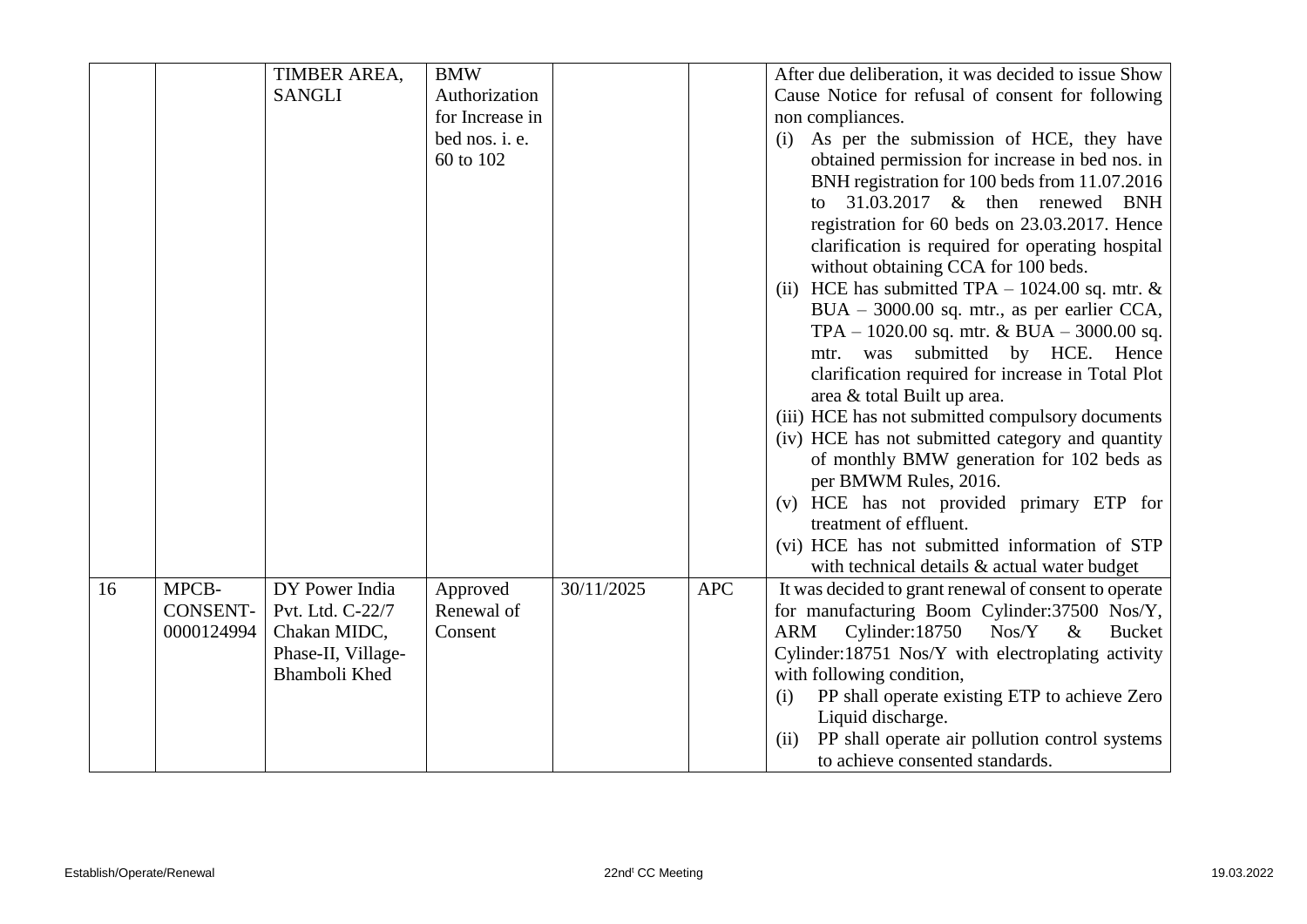|  |  | TIMBER AREA, SANGLI | BMW Authorization for Increase in bed nos. i. e. 60 to 102 |  |  | After due deliberation, it was decided to issue Show Cause Notice for refusal of consent for following non compliances.<br>(i) As per the submission of HCE, they have obtained permission for increase in bed nos. in BNH registration for 100 beds from 11.07.2016 to 31.03.2017 & then renewed BNH registration for 60 beds on 23.03.2017. Hence clarification is required for operating hospital without obtaining CCA for 100 beds.<br>(ii) HCE has submitted TPA – 1024.00 sq. mtr. & BUA – 3000.00 sq. mtr., as per earlier CCA, TPA – 1020.00 sq. mtr. & BUA – 3000.00 sq. mtr. was submitted by HCE. Hence clarification required for increase in Total Plot area & total Built up area.<br>(iii) HCE has not submitted compulsory documents<br>(iv) HCE has not submitted category and quantity of monthly BMW generation for 102 beds as per BMWM Rules, 2016.<br>(v) HCE has not provided primary ETP for treatment of effluent.<br>(vi) HCE has not submitted information of STP with technical details & actual water budget |
|---|---|---|---|---|---|---|
| 16 | MPCB-CONSENT-0000124994 | DY Power India Pvt. Ltd. C-22/7 Chakan MIDC, Phase-II, Village-Bhamboli Khed | Approved Renewal of Consent | 30/11/2025 | APC | It was decided to grant renewal of consent to operate for manufacturing Boom Cylinder:37500 Nos/Y, ARM Cylinder:18750 Nos/Y & Bucket Cylinder:18751 Nos/Y with electroplating activity with following condition,<br>(i) PP shall operate existing ETP to achieve Zero Liquid discharge.<br>(ii) PP shall operate air pollution control systems to achieve consented standards. |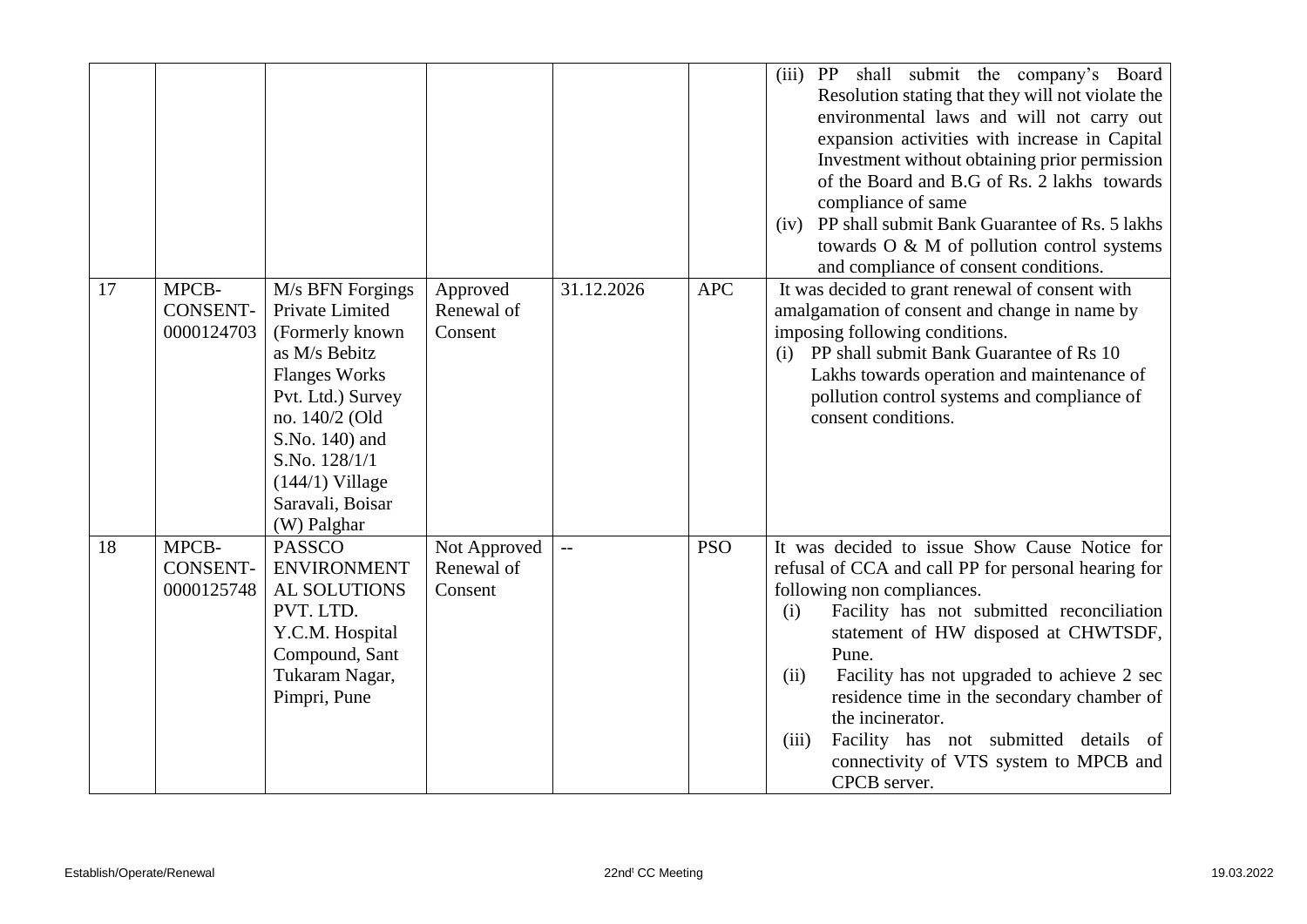| | | | | | | |
|---|---|---|---|---|---|---|
| | | | | | | (iii) PP shall submit the company's Board Resolution stating that they will not violate the environmental laws and will not carry out expansion activities with increase in Capital Investment without obtaining prior permission of the Board and B.G of Rs. 2 lakhs towards compliance of same<br>(iv) PP shall submit Bank Guarantee of Rs. 5 lakhs towards O & M of pollution control systems and compliance of consent conditions. |
| 17 | MPCB-CONSENT-0000124703 | M/s BFN Forgings Private Limited (Formerly known as M/s Bebitz Flanges Works Pvt. Ltd.) Survey no. 140/2 (Old S.No. 140) and S.No. 128/1/1 (144/1) Village Saravali, Boisar (W) Palghar | Approved Renewal of Consent | 31.12.2026 | APC | It was decided to grant renewal of consent with amalgamation of consent and change in name by imposing following conditions.<br>(i) PP shall submit Bank Guarantee of Rs 10 Lakhs towards operation and maintenance of pollution control systems and compliance of consent conditions. |
| 18 | MPCB-CONSENT-0000125748 | PASSCO ENVIRONMENTAL SOLUTIONS PVT. LTD. Y.C.M. Hospital Compound, Sant Tukaram Nagar, Pimpri, Pune | Not Approved Renewal of Consent | -- | PSO | It was decided to issue Show Cause Notice for refusal of CCA and call PP for personal hearing for following non compliances.<br>(i) Facility has not submitted reconciliation statement of HW disposed at CHWTSDF, Pune.<br>(ii) Facility has not upgraded to achieve 2 sec residence time in the secondary chamber of the incinerator.<br>(iii) Facility has not submitted details of connectivity of VTS system to MPCB and CPCB server. |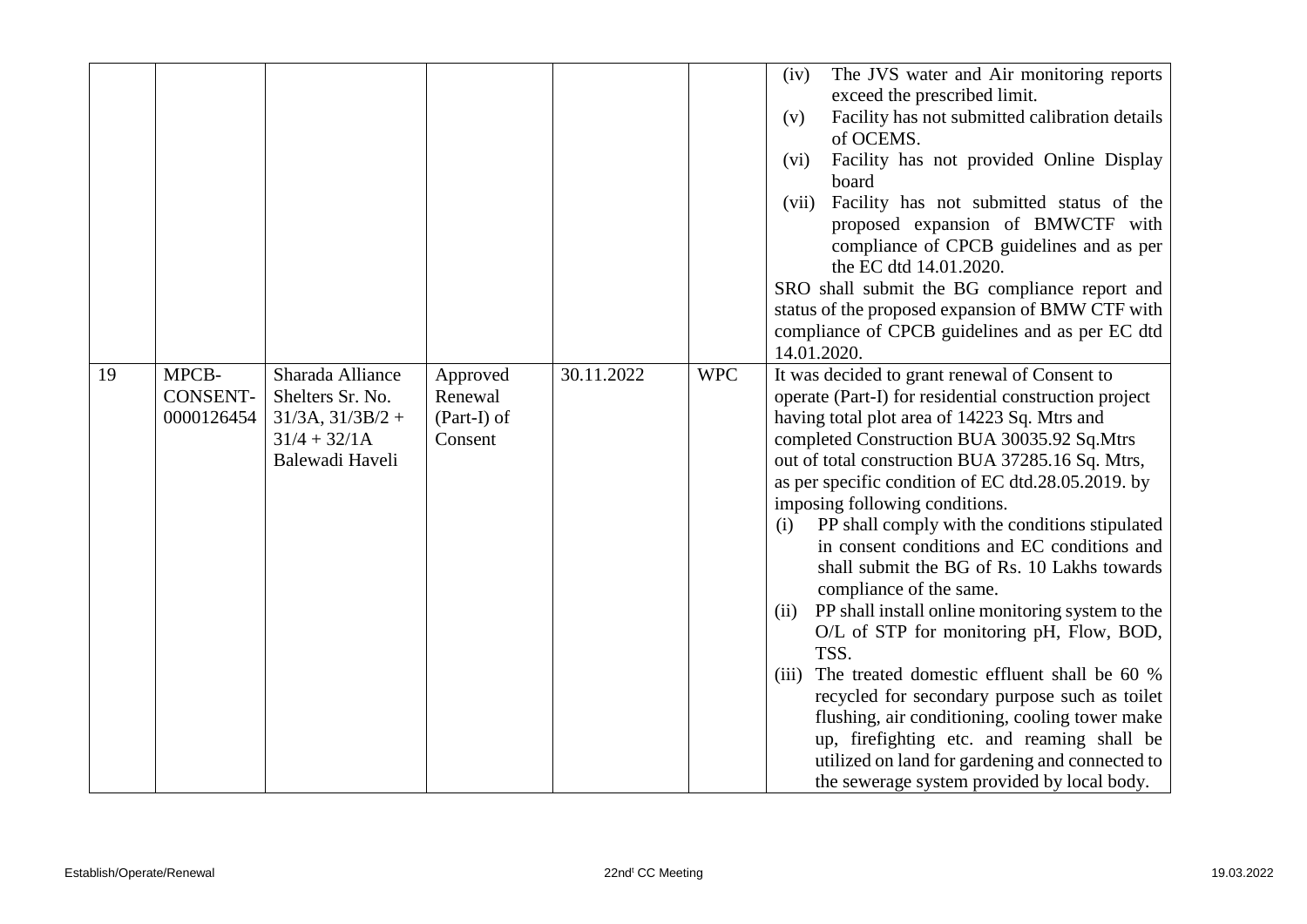|  |  |  |  |  |  | (iv) The JVS water and Air monitoring reports exceed the prescribed limit.<br>(v) Facility has not submitted calibration details of OCEMS.<br>(vi) Facility has not provided Online Display board<br>(vii) Facility has not submitted status of the proposed expansion of BMWCTF with compliance of CPCB guidelines and as per the EC dtd 14.01.2020.<br>SRO shall submit the BG compliance report and status of the proposed expansion of BMW CTF with compliance of CPCB guidelines and as per EC dtd 14.01.2020. |
|---|---|---|---|---|---|---|
| 19 | MPCB-CONSENT-0000126454 | Sharada Alliance Shelters Sr. No. 31/3A, 31/3B/2 + 31/4 + 32/1A Balewadi Haveli | Approved Renewal (Part-I) of Consent | 30.11.2022 | WPC | It was decided to grant renewal of Consent to operate (Part-I) for residential construction project having total plot area of 14223 Sq. Mtrs and completed Construction BUA 30035.92 Sq.Mtrs out of total construction BUA 37285.16 Sq. Mtrs, as per specific condition of EC dtd.28.05.2019. by imposing following conditions.<br>(i) PP shall comply with the conditions stipulated in consent conditions and EC conditions and shall submit the BG of Rs. 10 Lakhs towards compliance of the same.<br>(ii) PP shall install online monitoring system to the O/L of STP for monitoring pH, Flow, BOD, TSS.<br>(iii) The treated domestic effluent shall be 60 % recycled for secondary purpose such as toilet flushing, air conditioning, cooling tower make up, firefighting etc. and reaming shall be utilized on land for gardening and connected to the sewerage system provided by local body. |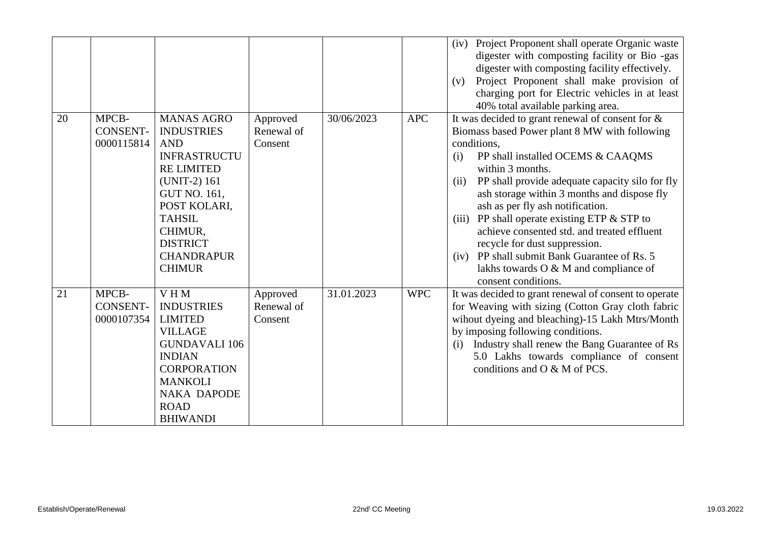| | | | | | | |
|---|---|---|---|---|---|---|
| | | | | | | (iv) Project Proponent shall operate Organic waste digester with composting facility or Bio -gas digester with composting facility effectively.<br>(v) Project Proponent shall make provision of charging port for Electric vehicles in at least 40% total available parking area. |
| 20 | MPCB-CONSENT-0000115814 | MANAS AGRO INDUSTRIES AND INFRASTRUCTURE LIMITED (UNIT-2) 161 GUT NO. 161, POST KOLARI, TAHSIL CHIMUR, DISTRICT CHANDRAPUR CHIMUR | Approved Renewal of Consent | 30/06/2023 | APC | It was decided to grant renewal of consent for & Biomass based Power plant 8 MW with following conditions,<br>(i) PP shall installed OCEMS & CAAQMS within 3 months.<br>(ii) PP shall provide adequate capacity silo for fly ash storage within 3 months and dispose fly ash as per fly ash notification.<br>(iii) PP shall operate existing ETP & STP to achieve consented std. and treated effluent recycle for dust suppression.<br>(iv) PP shall submit Bank Guarantee of Rs. 5 lakhs towards O & M and compliance of consent conditions. |
| 21 | MPCB-CONSENT-0000107354 | V H M INDUSTRIES LIMITED VILLAGE GUNDAVALI 106 INDIAN CORPORATION MANKOLI NAKA DAPODE ROAD BHIWANDI | Approved Renewal of Consent | 31.01.2023 | WPC | It was decided to grant renewal of consent to operate for Weaving with sizing (Cotton Gray cloth fabric wihout dyeing and bleaching)-15 Lakh Mtrs/Month by imposing following conditions.<br>(i) Industry shall renew the Bang Guarantee of Rs 5.0 Lakhs towards compliance of consent conditions and O & M of PCS. |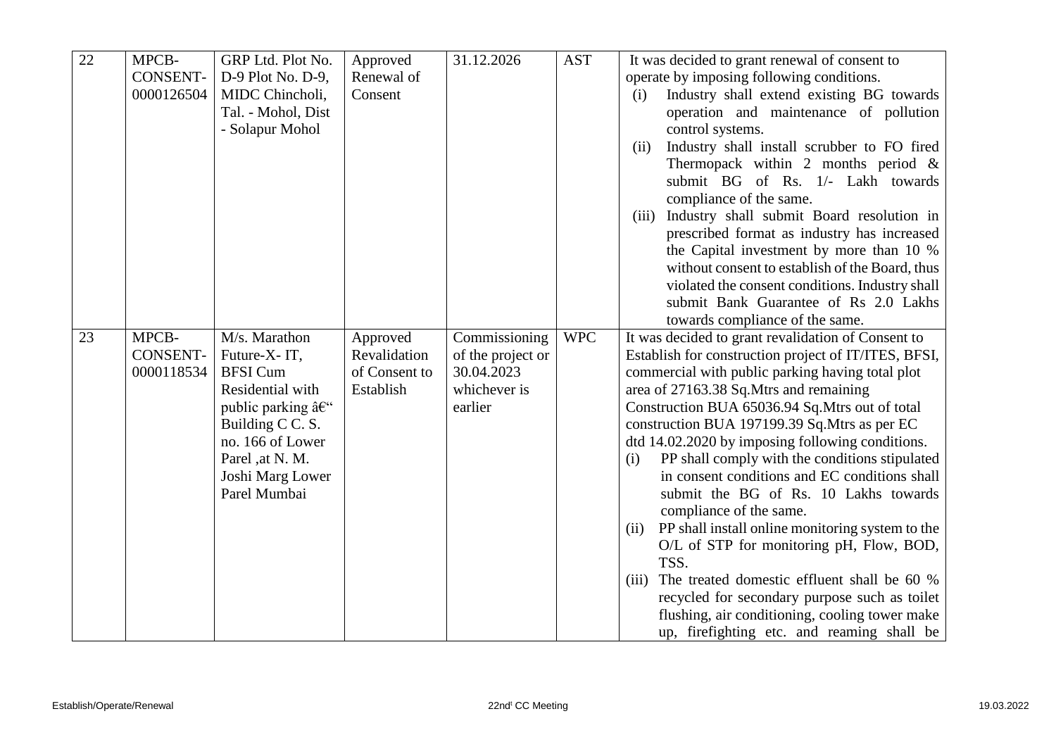| 22 | MPCB-CONSENT-0000126504 | GRP Ltd. Plot No. D-9 Plot No. D-9, MIDC Chincholi, Tal. - Mohol, Dist - Solapur Mohol | Approved Renewal of Consent | 31.12.2026 | AST | It was decided to grant renewal of consent to operate by imposing following conditions.<br>(i) Industry shall extend existing BG towards operation and maintenance of pollution control systems.<br>(ii) Industry shall install scrubber to FO fired Thermopack within 2 months period & submit BG of Rs. 1/- Lakh towards compliance of the same.<br>(iii) Industry shall submit Board resolution in prescribed format as industry has increased the Capital investment by more than 10 % without consent to establish of the Board, thus violated the consent conditions. Industry shall submit Bank Guarantee of Rs 2.0 Lakhs towards compliance of the same. |
|---|---|---|---|---|---|---|
| 23 | MPCB-CONSENT-0000118534 | M/s. Marathon Future-X- IT, BFSI Cum Residential with public parking â€" Building C C. S. no. 166 of Lower Parel ,at N. M. Joshi Marg Lower Parel Mumbai | Approved Revalidation of Consent to Establish | Commissioning of the project or 30.04.2023 whichever is earlier | WPC | It was decided to grant revalidation of Consent to Establish for construction project of IT/ITES, BFSI, commercial with public parking having total plot area of 27163.38 Sq.Mtrs and remaining Construction BUA 65036.94 Sq.Mtrs out of total construction BUA 197199.39 Sq.Mtrs as per EC dtd 14.02.2020 by imposing following conditions.<br>(i) PP shall comply with the conditions stipulated in consent conditions and EC conditions shall submit the BG of Rs. 10 Lakhs towards compliance of the same.<br>(ii) PP shall install online monitoring system to the O/L of STP for monitoring pH, Flow, BOD, TSS.<br>(iii) The treated domestic effluent shall be 60 % recycled for secondary purpose such as toilet flushing, air conditioning, cooling tower make up, firefighting etc. and reaming shall be |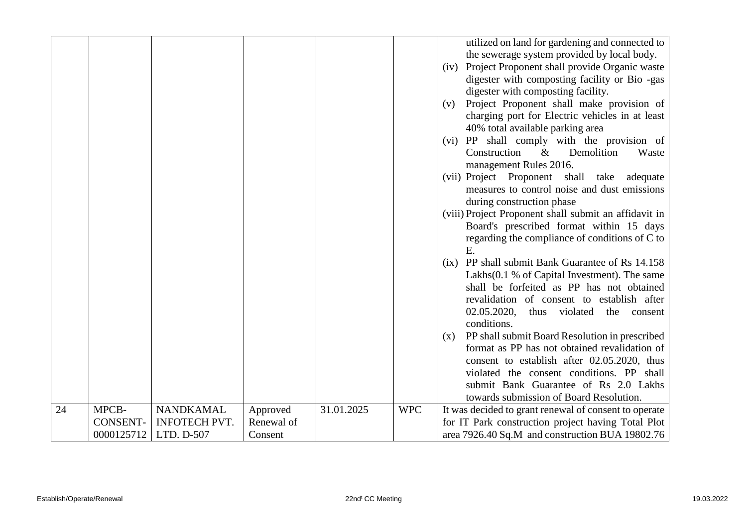|  |  |  |  |  |  | utilized on land for gardening and connected to the sewerage system provided by local body.<br>(iv) Project Proponent shall provide Organic waste digester with composting facility or Bio -gas digester with composting facility.<br>(v) Project Proponent shall make provision of charging port for Electric vehicles in at least 40% total available parking area<br>(vi) PP shall comply with the provision of Construction & Demolition Waste management Rules 2016.<br>(vii) Project Proponent shall take adequate measures to control noise and dust emissions during construction phase<br>(viii) Project Proponent shall submit an affidavit in Board's prescribed format within 15 days regarding the compliance of conditions of C to E.<br>(ix) PP shall submit Bank Guarantee of Rs 14.158 Lakhs(0.1 % of Capital Investment). The same shall be forfeited as PP has not obtained revalidation of consent to establish after 02.05.2020, thus violated the consent conditions.<br>(x) PP shall submit Board Resolution in prescribed format as PP has not obtained revalidation of consent to establish after 02.05.2020, thus violated the consent conditions. PP shall submit Bank Guarantee of Rs 2.0 Lakhs towards submission of Board Resolution. |
|---|---|---|---|---|---|---|
| 24 | MPCB-CONSENT-0000125712 | NANDKAMAL INFOTECH PVT. LTD. D-507 | Approved Renewal of Consent | 31.01.2025 | WPC | It was decided to grant renewal of consent to operate for IT Park construction project having Total Plot area 7926.40 Sq.M and construction BUA 19802.76 |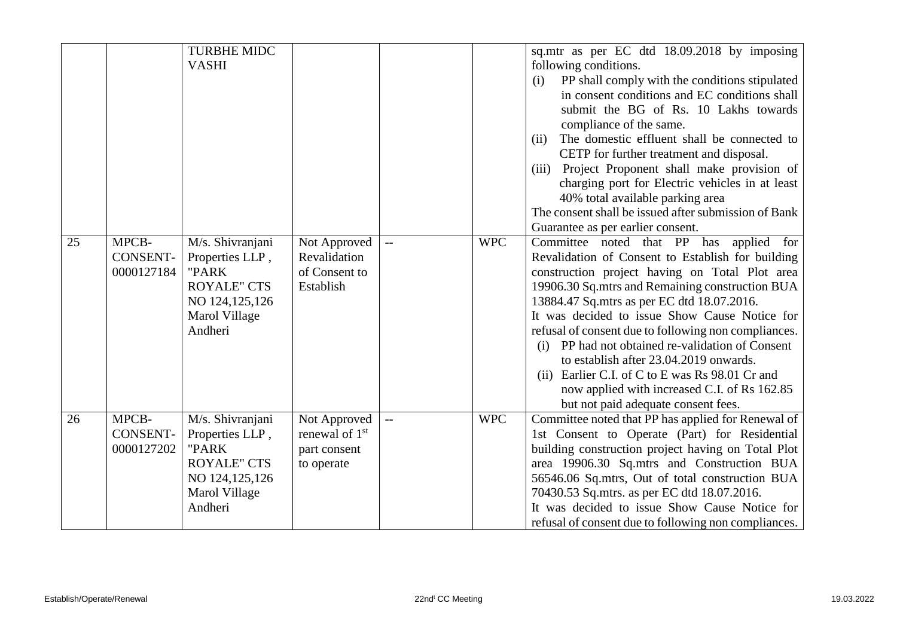| | | TURBHE MIDC VASHI | | | | sq.mtr as per EC dtd 18.09.2018 by imposing following conditions.<br>(i) PP shall comply with the conditions stipulated in consent conditions and EC conditions shall submit the BG of Rs. 10 Lakhs towards compliance of the same.<br>(ii) The domestic effluent shall be connected to CETP for further treatment and disposal.<br>(iii) Project Proponent shall make provision of charging port for Electric vehicles in at least 40% total available parking area<br>The consent shall be issued after submission of Bank Guarantee as per earlier consent. |
|---|---|---|---|---|---|---|
| 25 | MPCB-CONSENT-0000127184 | M/s. Shivranjani Properties LLP , "PARK ROYALE" CTS NO 124,125,126 Marol Village Andheri | Not Approved Revalidation of Consent to Establish | -- | WPC | Committee noted that PP has applied for Revalidation of Consent to Establish for building construction project having on Total Plot area 19906.30 Sq.mtrs and Remaining construction BUA 13884.47 Sq.mtrs as per EC dtd 18.07.2016.<br>It was decided to issue Show Cause Notice for refusal of consent due to following non compliances.<br>(i) PP had not obtained re-validation of Consent to establish after 23.04.2019 onwards.<br>(ii) Earlier C.I. of C to E was Rs 98.01 Cr and now applied with increased C.I. of Rs 162.85 but not paid adequate consent fees. |
| 26 | MPCB-CONSENT-0000127202 | M/s. Shivranjani Properties LLP , "PARK ROYALE" CTS NO 124,125,126 Marol Village Andheri | Not Approved renewal of 1st part consent to operate | -- | WPC | Committee noted that PP has applied for Renewal of 1st Consent to Operate (Part) for Residential building construction project having on Total Plot area 19906.30 Sq.mtrs and Construction BUA 56546.06 Sq.mtrs, Out of total construction BUA 70430.53 Sq.mtrs. as per EC dtd 18.07.2016.<br>It was decided to issue Show Cause Notice for refusal of consent due to following non compliances. |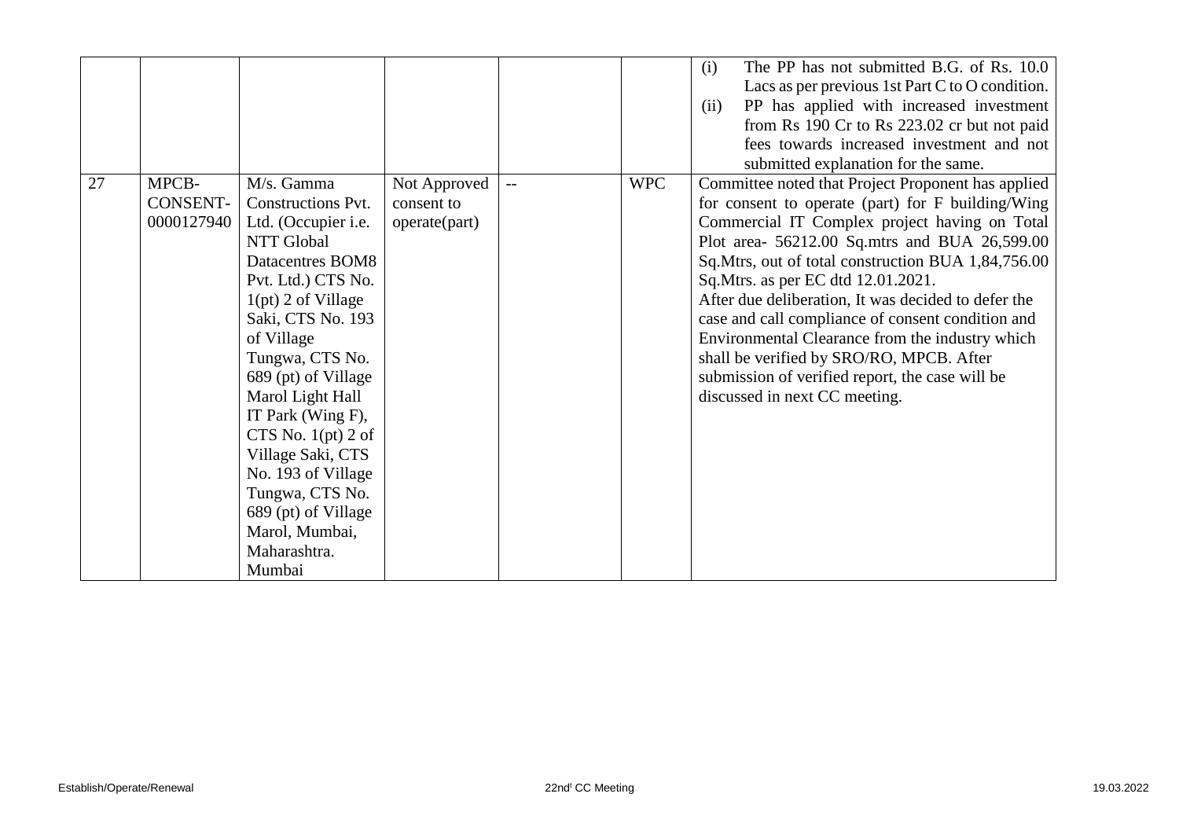| | | | | | | |
|---|---|---|---|---|---|---|
| | | | | | | (i) The PP has not submitted B.G. of Rs. 10.0 Lacs as per previous 1st Part C to O condition.<br>(ii) PP has applied with increased investment from Rs 190 Cr to Rs 223.02 cr but not paid fees towards increased investment and not submitted explanation for the same. |
| 27 | MPCB-CONSENT-0000127940 | M/s. Gamma Constructions Pvt. Ltd. (Occupier i.e. NTT Global Datacentres BOM8 Pvt. Ltd.) CTS No. 1(pt) 2 of Village Saki, CTS No. 193 of Village Tungwa, CTS No. 689 (pt) of Village Marol Light Hall IT Park (Wing F), CTS No. 1(pt) 2 of Village Saki, CTS No. 193 of Village Tungwa, CTS No. 689 (pt) of Village Marol, Mumbai, Maharashtra. Mumbai | Not Approved consent to operate(part) | -- | WPC | Committee noted that Project Proponent has applied for consent to operate (part) for F building/Wing Commercial IT Complex project having on Total Plot area- 56212.00 Sq.mtrs and BUA 26,599.00 Sq.Mtrs, out of total construction BUA 1,84,756.00 Sq.Mtrs. as per EC dtd 12.01.2021.<br>After due deliberation, It was decided to defer the case and call compliance of consent condition and Environmental Clearance from the industry which shall be verified by SRO/RO, MPCB. After submission of verified report, the case will be discussed in next CC meeting. |